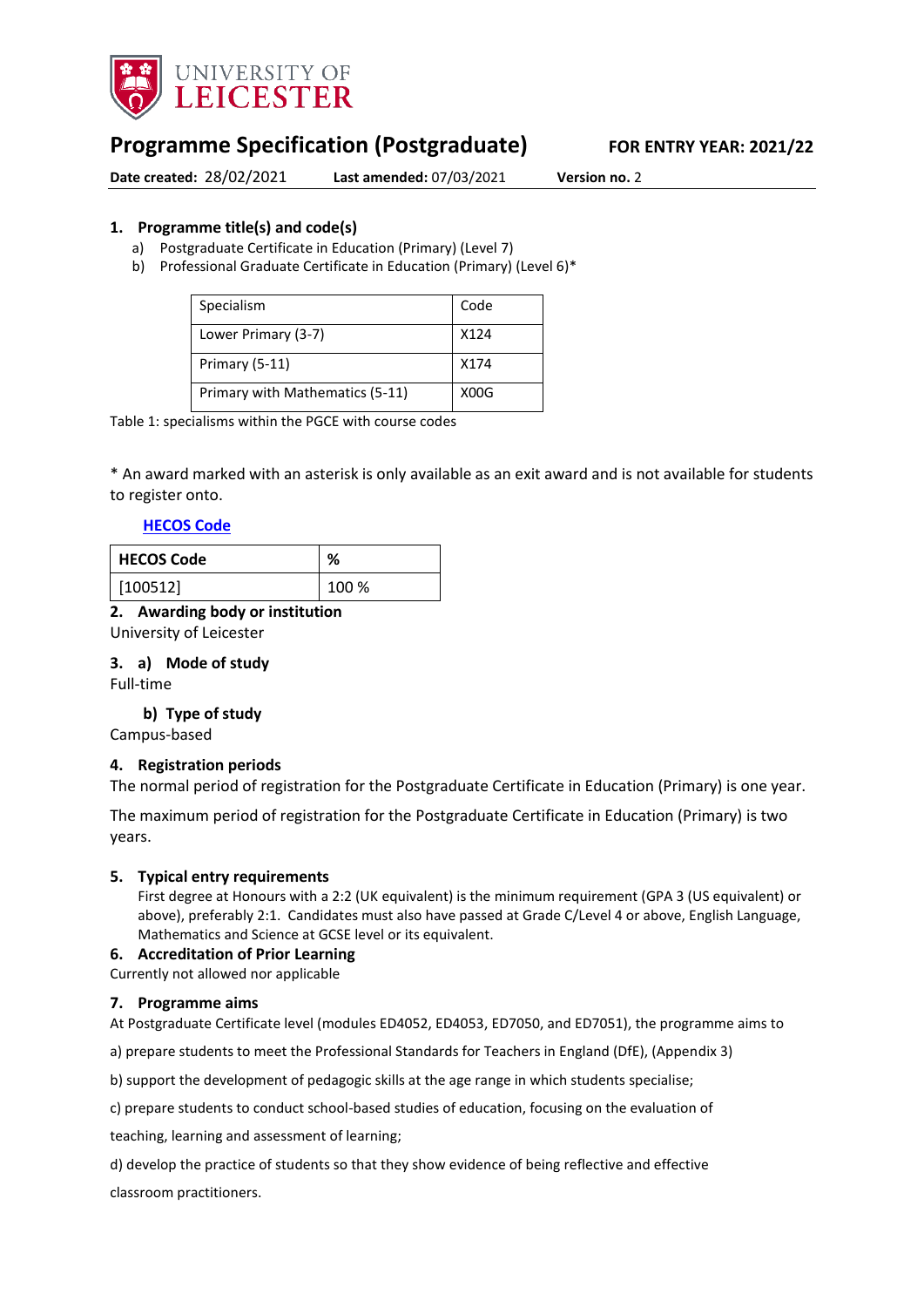# Programme Specification (Postgraduate)

**FOR ENTRY YEAR: 2021/22**

**Date created:** 28/02/2021 **Last amended:** 07/03/2021 **Version no.** 2

## 1. Programme title(s) and code(s)

a) Postgraduate Certificate in Education (Primary) (Level 7)
b) Professional Graduate Certificate in Education (Primary) (Level 6)*

| Specialism | Code |
|---|---|
| Lower Primary (3-7) | X124 |
| Primary (5-11) | X174 |
| Primary with Mathematics (5-11) | X00G |

Table 1: specialisms within the PGCE with course codes

* An award marked with an asterisk is only available as an exit award and is not available for students to register onto.

**HECOS Code**

| HECOS Code | % |
|---|---|
| [100512] | 100 % |

## 2. Awarding body or institution

University of Leicester

## 3. a) Mode of study

Full-time

### b) Type of study

Campus-based

## 4. Registration periods

The normal period of registration for the Postgraduate Certificate in Education (Primary) is one year.

The maximum period of registration for the Postgraduate Certificate in Education (Primary) is two years.

## 5. Typical entry requirements

First degree at Honours with a 2:2 (UK equivalent) is the minimum requirement (GPA 3 (US equivalent) or above), preferably 2:1. Candidates must also have passed at Grade C/Level 4 or above, English Language, Mathematics and Science at GCSE level or its equivalent.

## 6. Accreditation of Prior Learning

Currently not allowed nor applicable

## 7. Programme aims

At Postgraduate Certificate level (modules ED4052, ED4053, ED7050, and ED7051), the programme aims to

a) prepare students to meet the Professional Standards for Teachers in England (DfE), (Appendix 3)

b) support the development of pedagogic skills at the age range in which students specialise;

c) prepare students to conduct school-based studies of education, focusing on the evaluation of teaching, learning and assessment of learning;

d) develop the practice of students so that they show evidence of being reflective and effective classroom practitioners.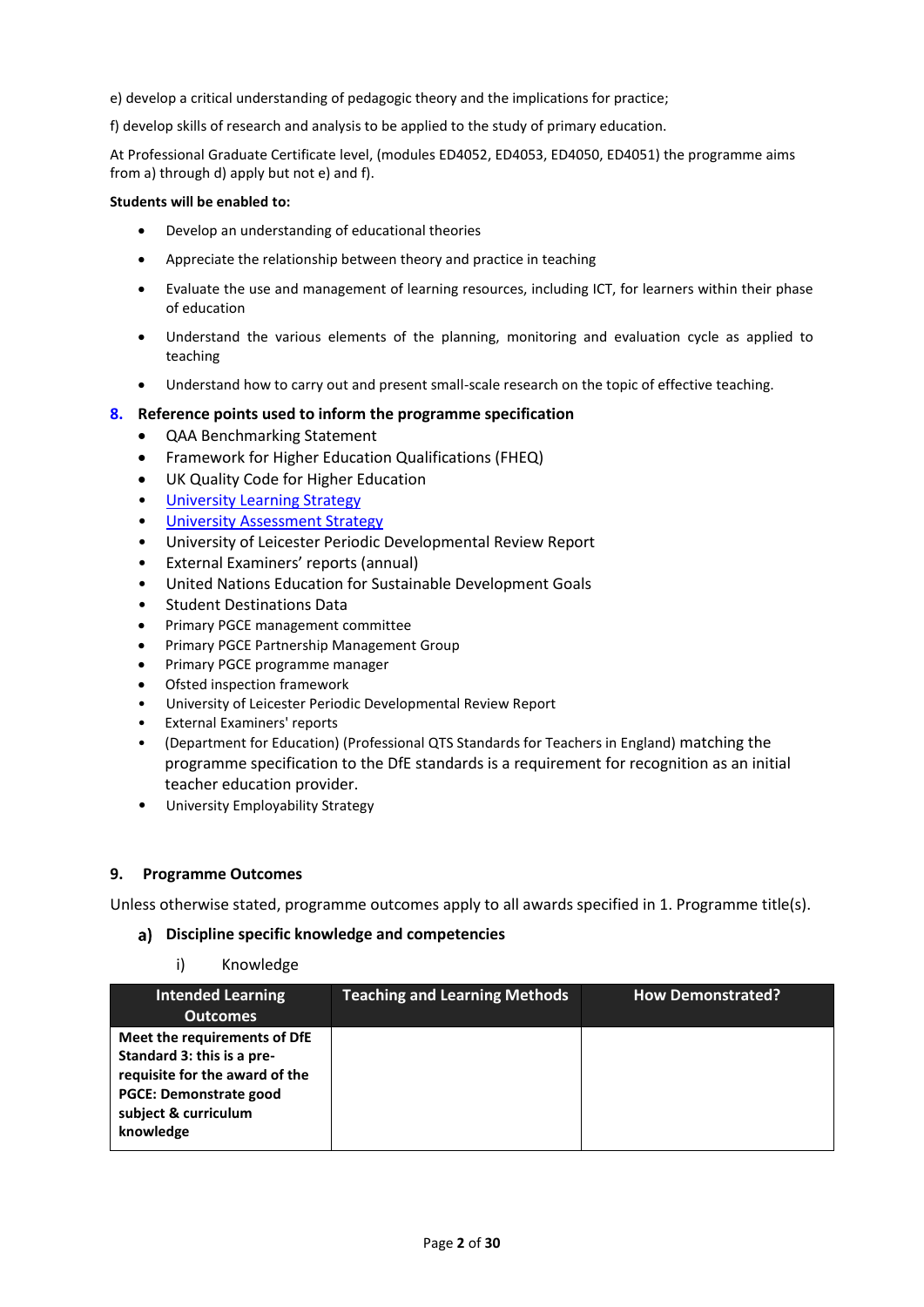e) develop a critical understanding of pedagogic theory and the implications for practice;

f) develop skills of research and analysis to be applied to the study of primary education.

At Professional Graduate Certificate level, (modules ED4052, ED4053, ED4050, ED4051) the programme aims from a) through d) apply but not e) and f).

**Students will be enabled to:**

- Develop an understanding of educational theories
- Appreciate the relationship between theory and practice in teaching
- Evaluate the use and management of learning resources, including ICT, for learners within their phase of education
- Understand the various elements of the planning, monitoring and evaluation cycle as applied to teaching
- Understand how to carry out and present small-scale research on the topic of effective teaching.

## 8. Reference points used to inform the programme specification

- QAA Benchmarking Statement
- Framework for Higher Education Qualifications (FHEQ)
- UK Quality Code for Higher Education
- University Learning Strategy
- University Assessment Strategy
- University of Leicester Periodic Developmental Review Report
- External Examiners' reports (annual)
- United Nations Education for Sustainable Development Goals
- Student Destinations Data
- Primary PGCE management committee
- Primary PGCE Partnership Management Group
- Primary PGCE programme manager
- Ofsted inspection framework
- University of Leicester Periodic Developmental Review Report
- External Examiners' reports
- (Department for Education) (Professional QTS Standards for Teachers in England) matching the programme specification to the DfE standards is a requirement for recognition as an initial teacher education provider.
- University Employability Strategy

## 9. Programme Outcomes

Unless otherwise stated, programme outcomes apply to all awards specified in 1. Programme title(s).

### a) Discipline specific knowledge and competencies

i) Knowledge

| Intended Learning Outcomes | Teaching and Learning Methods | How Demonstrated? |
|---|---|---|
| **Meet the requirements of DfE Standard 3: this is a pre-requisite for the award of the PGCE: Demonstrate good subject & curriculum knowledge** | | |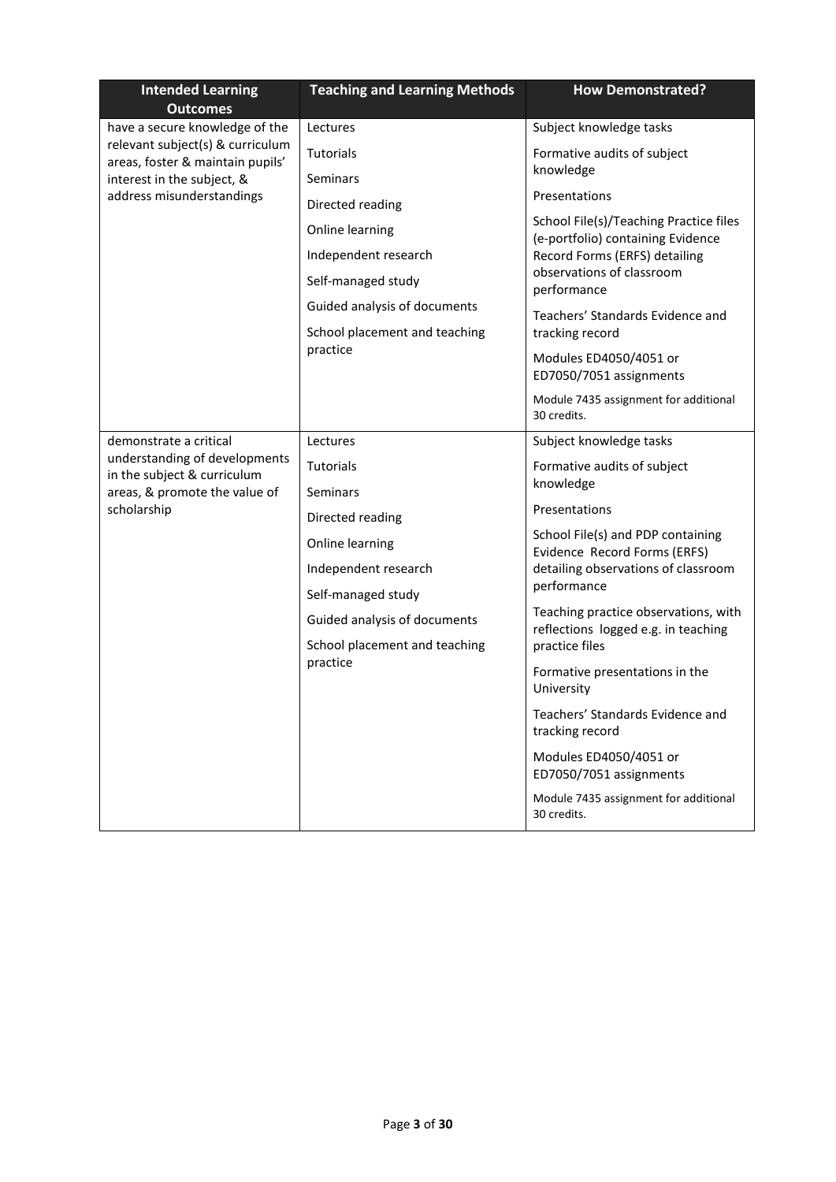| Intended Learning Outcomes | Teaching and Learning Methods | How Demonstrated? |
|---|---|---|
| have a secure knowledge of the relevant subject(s) & curriculum areas, foster & maintain pupils' interest in the subject, & address misunderstandings | Lectures<br>Tutorials<br>Seminars<br>Directed reading<br>Online learning<br>Independent research<br>Self-managed study<br>Guided analysis of documents<br>School placement and teaching practice | Subject knowledge tasks<br>Formative audits of subject knowledge<br>Presentations<br>School File(s)/Teaching Practice files (e-portfolio) containing Evidence Record Forms (ERFS) detailing observations of classroom performance<br>Teachers' Standards Evidence and tracking record<br>Modules ED4050/4051 or ED7050/7051 assignments<br>Module 7435 assignment for additional 30 credits. |
| demonstrate a critical understanding of developments in the subject & curriculum areas, & promote the value of scholarship | Lectures<br>Tutorials<br>Seminars<br>Directed reading<br>Online learning<br>Independent research<br>Self-managed study<br>Guided analysis of documents<br>School placement and teaching practice | Subject knowledge tasks<br>Formative audits of subject knowledge<br>Presentations<br>School File(s) and PDP containing Evidence Record Forms (ERFS) detailing observations of classroom performance<br>Teaching practice observations, with reflections logged e.g. in teaching practice files<br>Formative presentations in the University<br>Teachers' Standards Evidence and tracking record<br>Modules ED4050/4051 or ED7050/7051 assignments<br>Module 7435 assignment for additional 30 credits. |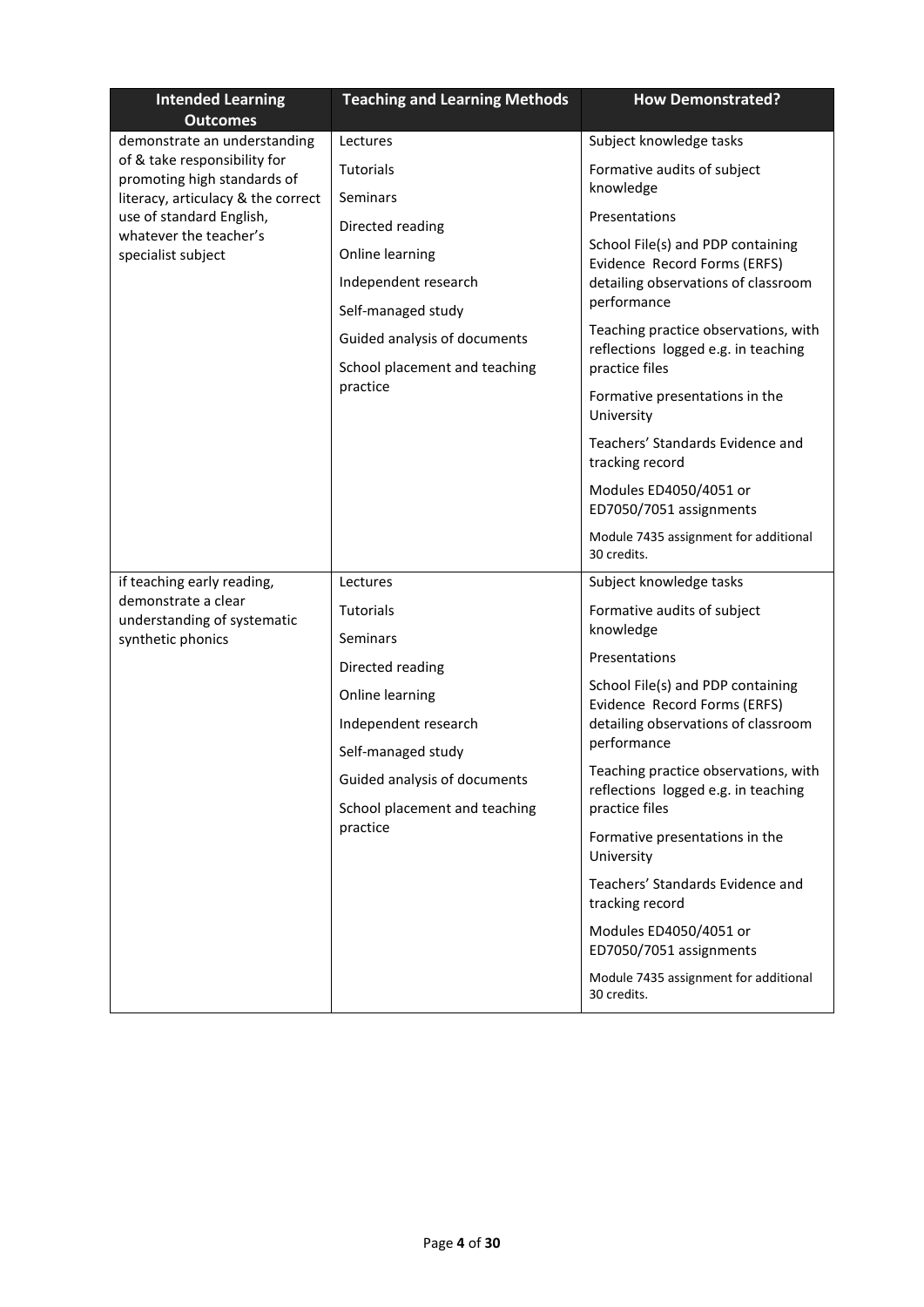| Intended Learning Outcomes | Teaching and Learning Methods | How Demonstrated? |
| --- | --- | --- |
| demonstrate an understanding of & take responsibility for promoting high standards of literacy, articulacy & the correct use of standard English, whatever the teacher's specialist subject | Lectures<br>Tutorials<br>Seminars<br>Directed reading<br>Online learning<br>Independent research<br>Self-managed study<br>Guided analysis of documents<br>School placement and teaching practice | Subject knowledge tasks<br>Formative audits of subject knowledge<br>Presentations<br>School File(s) and PDP containing Evidence Record Forms (ERFS) detailing observations of classroom performance<br>Teaching practice observations, with reflections logged e.g. in teaching practice files<br>Formative presentations in the University<br>Teachers' Standards Evidence and tracking record<br>Modules ED4050/4051 or ED7050/7051 assignments<br>Module 7435 assignment for additional 30 credits. |
| if teaching early reading, demonstrate a clear understanding of systematic synthetic phonics | Lectures<br>Tutorials<br>Seminars<br>Directed reading<br>Online learning<br>Independent research<br>Self-managed study<br>Guided analysis of documents<br>School placement and teaching practice | Subject knowledge tasks<br>Formative audits of subject knowledge<br>Presentations<br>School File(s) and PDP containing Evidence Record Forms (ERFS) detailing observations of classroom performance<br>Teaching practice observations, with reflections logged e.g. in teaching practice files<br>Formative presentations in the University<br>Teachers' Standards Evidence and tracking record<br>Modules ED4050/4051 or ED7050/7051 assignments<br>Module 7435 assignment for additional 30 credits. |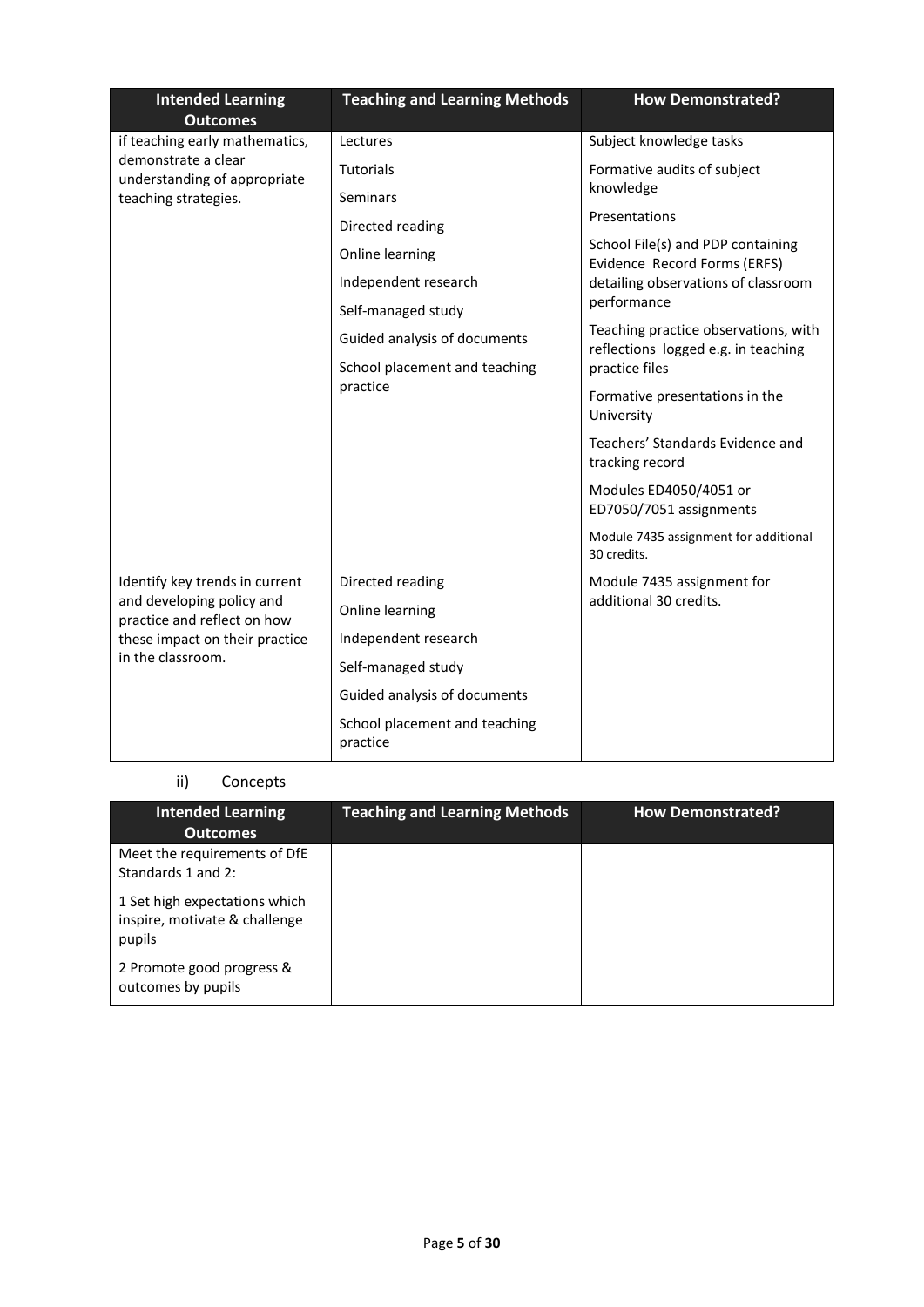| Intended Learning Outcomes | Teaching and Learning Methods | How Demonstrated? |
|---|---|---|
| if teaching early mathematics, demonstrate a clear understanding of appropriate teaching strategies. | Lectures<br>Tutorials<br>Seminars<br>Directed reading<br>Online learning<br>Independent research<br>Self-managed study<br>Guided analysis of documents<br>School placement and teaching practice | Subject knowledge tasks<br>Formative audits of subject knowledge<br>Presentations<br>School File(s) and PDP containing Evidence Record Forms (ERFS) detailing observations of classroom performance<br>Teaching practice observations, with reflections logged e.g. in teaching practice files<br>Formative presentations in the University<br>Teachers' Standards Evidence and tracking record<br>Modules ED4050/4051 or ED7050/7051 assignments<br>Module 7435 assignment for additional 30 credits. |
| Identify key trends in current and developing policy and practice and reflect on how these impact on their practice in the classroom. | Directed reading<br>Online learning<br>Independent research<br>Self-managed study<br>Guided analysis of documents<br>School placement and teaching practice | Module 7435 assignment for additional 30 credits. |

ii) Concepts

| Intended Learning Outcomes | Teaching and Learning Methods | How Demonstrated? |
|---|---|---|
| Meet the requirements of DfE Standards 1 and 2:<br>1 Set high expectations which inspire, motivate & challenge pupils<br>2 Promote good progress & outcomes by pupils | | |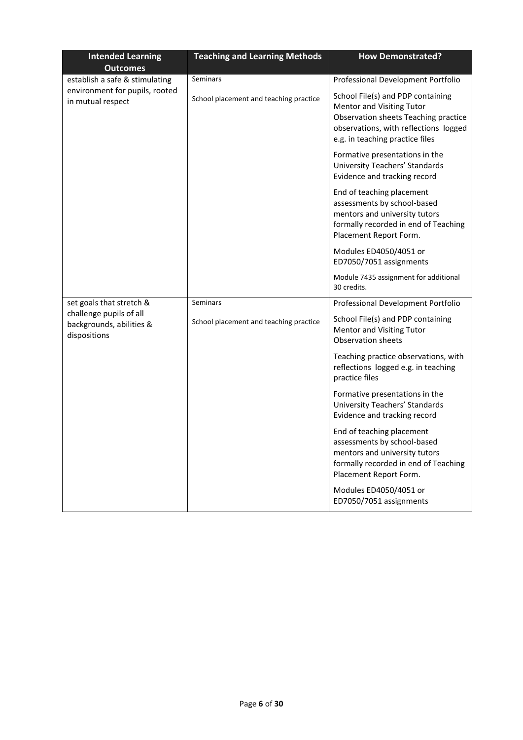| Intended Learning Outcomes | Teaching and Learning Methods | How Demonstrated? |
|---|---|---|
| establish a safe & stimulating environment for pupils, rooted in mutual respect | Seminars<br><br>School placement and teaching practice | Professional Development Portfolio<br><br>School File(s) and PDP containing Mentor and Visiting Tutor Observation sheets Teaching practice observations, with reflections logged e.g. in teaching practice files<br><br>Formative presentations in the University Teachers' Standards Evidence and tracking record<br><br>End of teaching placement assessments by school-based mentors and university tutors formally recorded in end of Teaching Placement Report Form.<br><br>Modules ED4050/4051 or ED7050/7051 assignments<br><br>Module 7435 assignment for additional 30 credits. |
| set goals that stretch & challenge pupils of all backgrounds, abilities & dispositions | Seminars<br><br>School placement and teaching practice | Professional Development Portfolio<br><br>School File(s) and PDP containing Mentor and Visiting Tutor Observation sheets<br><br>Teaching practice observations, with reflections logged e.g. in teaching practice files<br><br>Formative presentations in the University Teachers' Standards Evidence and tracking record<br><br>End of teaching placement assessments by school-based mentors and university tutors formally recorded in end of Teaching Placement Report Form.<br><br>Modules ED4050/4051 or ED7050/7051 assignments |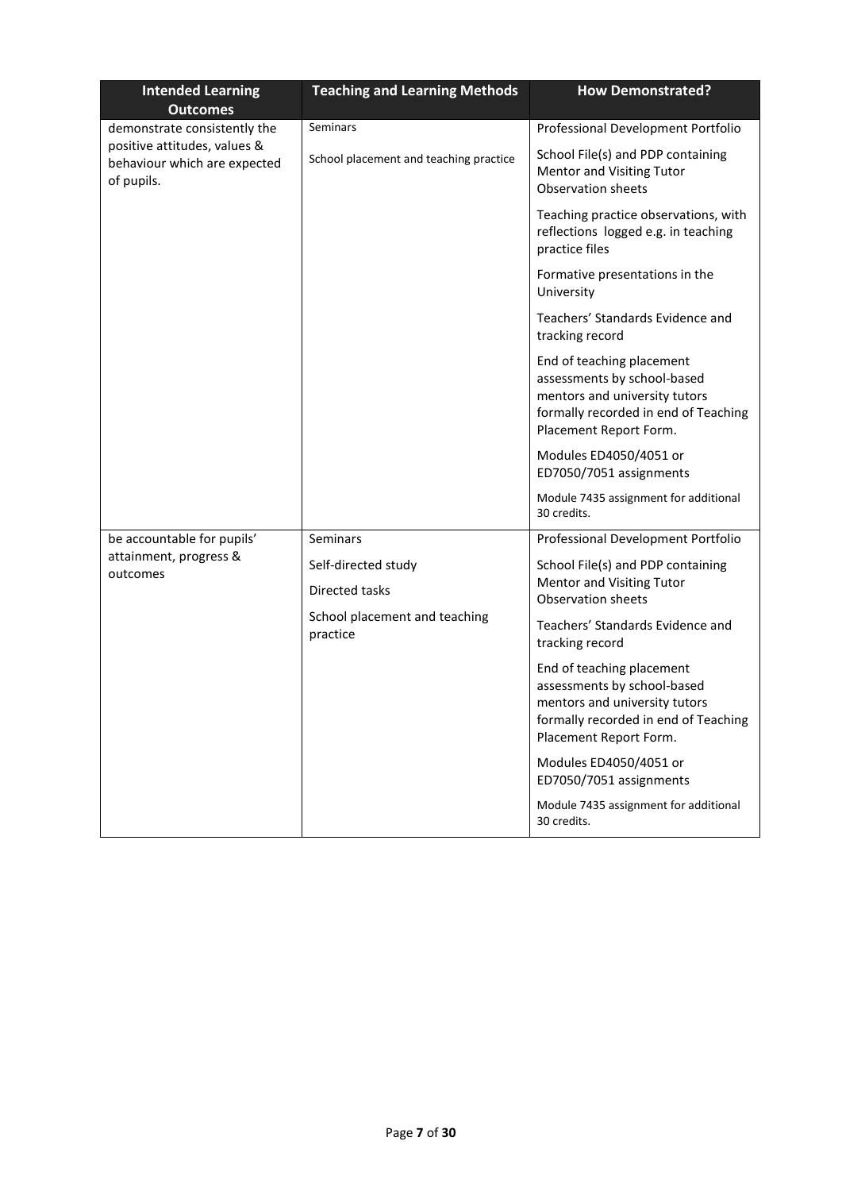| Intended Learning Outcomes | Teaching and Learning Methods | How Demonstrated? |
| --- | --- | --- |
| demonstrate consistently the positive attitudes, values & behaviour which are expected of pupils. | Seminars<br><br>School placement and teaching practice | Professional Development Portfolio<br><br>School File(s) and PDP containing Mentor and Visiting Tutor Observation sheets<br><br>Teaching practice observations, with reflections logged e.g. in teaching practice files<br><br>Formative presentations in the University<br><br>Teachers' Standards Evidence and tracking record<br><br>End of teaching placement assessments by school-based mentors and university tutors formally recorded in end of Teaching Placement Report Form.<br><br>Modules ED4050/4051 or ED7050/7051 assignments<br><br>Module 7435 assignment for additional 30 credits. |
| be accountable for pupils' attainment, progress & outcomes | Seminars<br><br>Self-directed study<br><br>Directed tasks<br><br>School placement and teaching practice | Professional Development Portfolio<br><br>School File(s) and PDP containing Mentor and Visiting Tutor Observation sheets<br><br>Teachers' Standards Evidence and tracking record<br><br>End of teaching placement assessments by school-based mentors and university tutors formally recorded in end of Teaching Placement Report Form.<br><br>Modules ED4050/4051 or ED7050/7051 assignments<br><br>Module 7435 assignment for additional 30 credits. |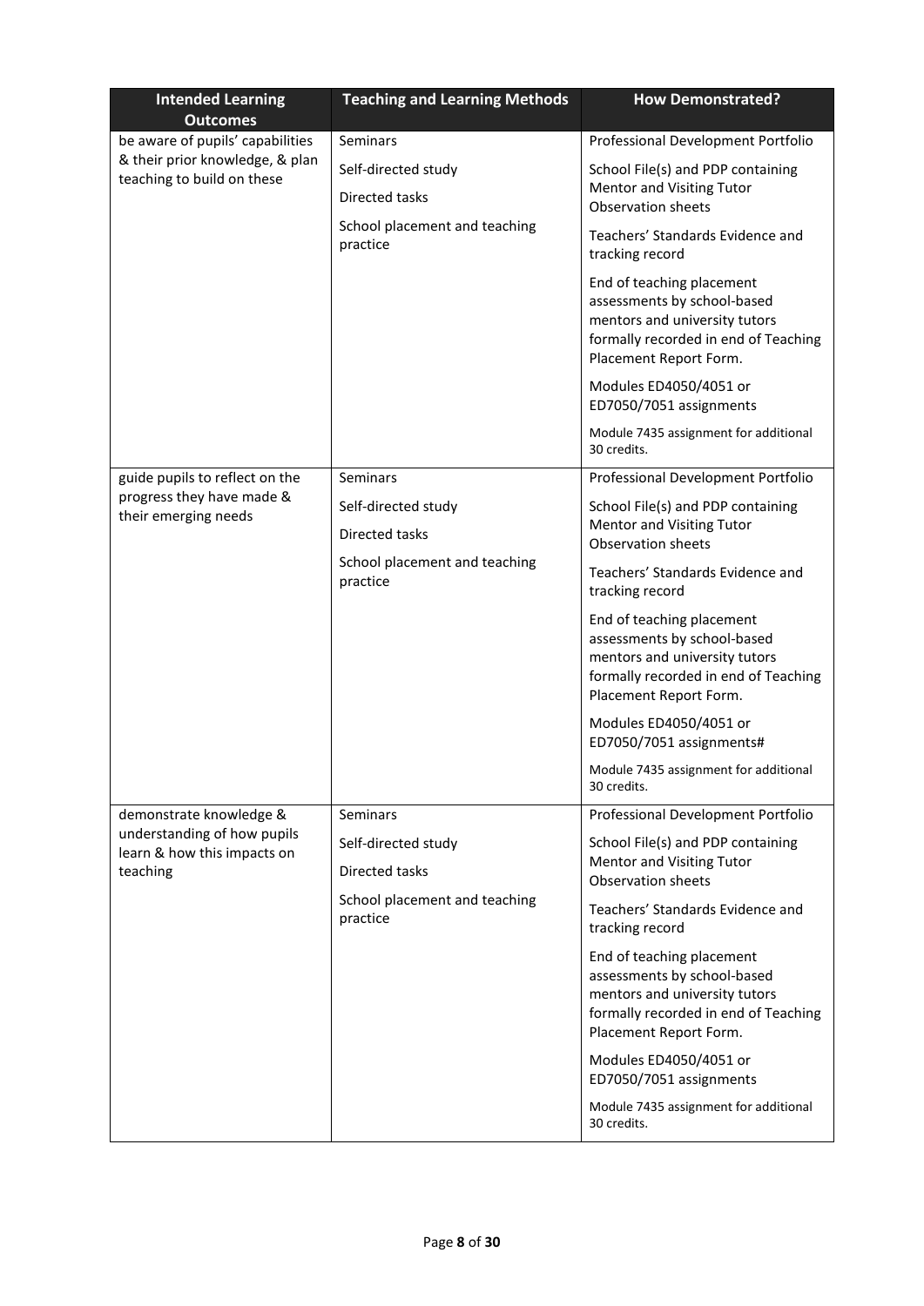| Intended Learning Outcomes | Teaching and Learning Methods | How Demonstrated? |
| --- | --- | --- |
| be aware of pupils' capabilities & their prior knowledge, & plan teaching to build on these | Seminars<br><br>Self-directed study<br><br>Directed tasks<br><br>School placement and teaching practice | Professional Development Portfolio<br><br>School File(s) and PDP containing Mentor and Visiting Tutor Observation sheets<br><br>Teachers' Standards Evidence and tracking record<br><br>End of teaching placement assessments by school-based mentors and university tutors formally recorded in end of Teaching Placement Report Form.<br><br>Modules ED4050/4051 or ED7050/7051 assignments<br><br>Module 7435 assignment for additional 30 credits. |
| guide pupils to reflect on the progress they have made & their emerging needs | Seminars<br><br>Self-directed study<br><br>Directed tasks<br><br>School placement and teaching practice | Professional Development Portfolio<br><br>School File(s) and PDP containing Mentor and Visiting Tutor Observation sheets<br><br>Teachers' Standards Evidence and tracking record<br><br>End of teaching placement assessments by school-based mentors and university tutors formally recorded in end of Teaching Placement Report Form.<br><br>Modules ED4050/4051 or ED7050/7051 assignments#<br><br>Module 7435 assignment for additional 30 credits. |
| demonstrate knowledge & understanding of how pupils learn & how this impacts on teaching | Seminars<br><br>Self-directed study<br><br>Directed tasks<br><br>School placement and teaching practice | Professional Development Portfolio<br><br>School File(s) and PDP containing Mentor and Visiting Tutor Observation sheets<br><br>Teachers' Standards Evidence and tracking record<br><br>End of teaching placement assessments by school-based mentors and university tutors formally recorded in end of Teaching Placement Report Form.<br><br>Modules ED4050/4051 or ED7050/7051 assignments<br><br>Module 7435 assignment for additional 30 credits. |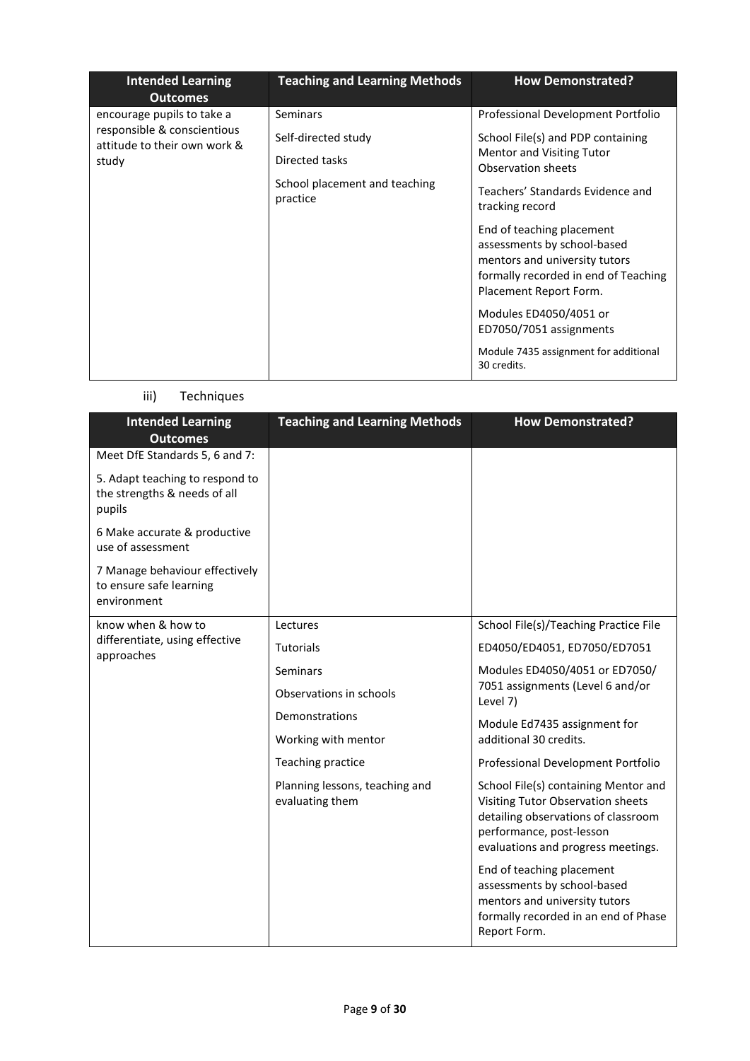| Intended Learning Outcomes | Teaching and Learning Methods | How Demonstrated? |
|---|---|---|
| encourage pupils to take a responsible & conscientious attitude to their own work & study | Seminars<br><br>Self-directed study<br><br>Directed tasks<br><br>School placement and teaching practice | Professional Development Portfolio<br><br>School File(s) and PDP containing Mentor and Visiting Tutor Observation sheets<br><br>Teachers' Standards Evidence and tracking record<br><br>End of teaching placement assessments by school-based mentors and university tutors formally recorded in end of Teaching Placement Report Form.<br><br>Modules ED4050/4051 or ED7050/7051 assignments<br><br>Module 7435 assignment for additional 30 credits. |

iii) Techniques

| Intended Learning Outcomes | Teaching and Learning Methods | How Demonstrated? |
|---|---|---|
| Meet DfE Standards 5, 6 and 7:<br><br>5. Adapt teaching to respond to the strengths & needs of all pupils<br><br>6 Make accurate & productive use of assessment<br><br>7 Manage behaviour effectively to ensure safe learning environment | | |
| know when & how to differentiate, using effective approaches | Lectures<br><br>Tutorials<br><br>Seminars<br><br>Observations in schools<br><br>Demonstrations<br><br>Working with mentor<br><br>Teaching practice<br><br>Planning lessons, teaching and evaluating them | School File(s)/Teaching Practice File<br><br>ED4050/ED4051, ED7050/ED7051<br><br>Modules ED4050/4051 or ED7050/ 7051 assignments (Level 6 and/or Level 7)<br><br>Module Ed7435 assignment for additional 30 credits.<br><br>Professional Development Portfolio<br><br>School File(s) containing Mentor and Visiting Tutor Observation sheets detailing observations of classroom performance, post-lesson evaluations and progress meetings.<br><br>End of teaching placement assessments by school-based mentors and university tutors formally recorded in an end of Phase Report Form. |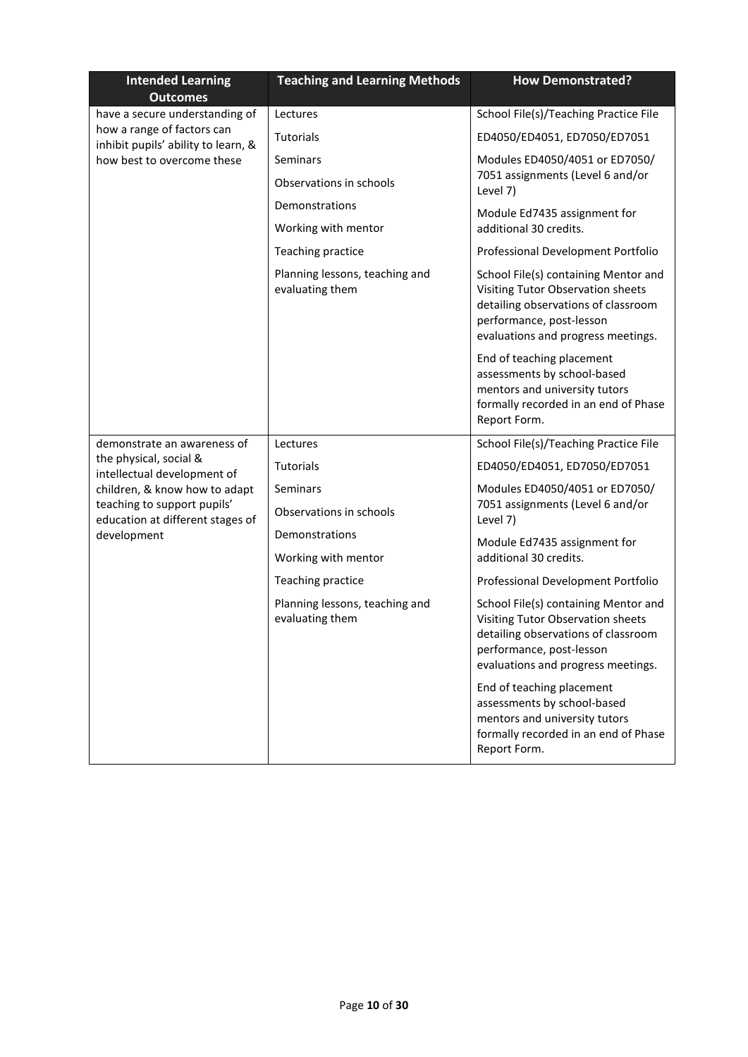| Intended Learning Outcomes | Teaching and Learning Methods | How Demonstrated? |
| --- | --- | --- |
| have a secure understanding of how a range of factors can inhibit pupils' ability to learn, & how best to overcome these | Lectures<br>Tutorials<br>Seminars<br>Observations in schools<br>Demonstrations<br>Working with mentor<br>Teaching practice<br>Planning lessons, teaching and evaluating them | School File(s)/Teaching Practice File<br>ED4050/ED4051, ED7050/ED7051<br>Modules ED4050/4051 or ED7050/ 7051 assignments (Level 6 and/or Level 7)<br>Module Ed7435 assignment for additional 30 credits.<br>Professional Development Portfolio<br>School File(s) containing Mentor and Visiting Tutor Observation sheets detailing observations of classroom performance, post-lesson evaluations and progress meetings.<br>End of teaching placement assessments by school-based mentors and university tutors formally recorded in an end of Phase Report Form. |
| demonstrate an awareness of the physical, social & intellectual development of children, & know how to adapt teaching to support pupils' education at different stages of development | Lectures<br>Tutorials<br>Seminars<br>Observations in schools<br>Demonstrations<br>Working with mentor<br>Teaching practice<br>Planning lessons, teaching and evaluating them | School File(s)/Teaching Practice File<br>ED4050/ED4051, ED7050/ED7051<br>Modules ED4050/4051 or ED7050/ 7051 assignments (Level 6 and/or Level 7)<br>Module Ed7435 assignment for additional 30 credits.<br>Professional Development Portfolio<br>School File(s) containing Mentor and Visiting Tutor Observation sheets detailing observations of classroom performance, post-lesson evaluations and progress meetings.<br>End of teaching placement assessments by school-based mentors and university tutors formally recorded in an end of Phase Report Form. |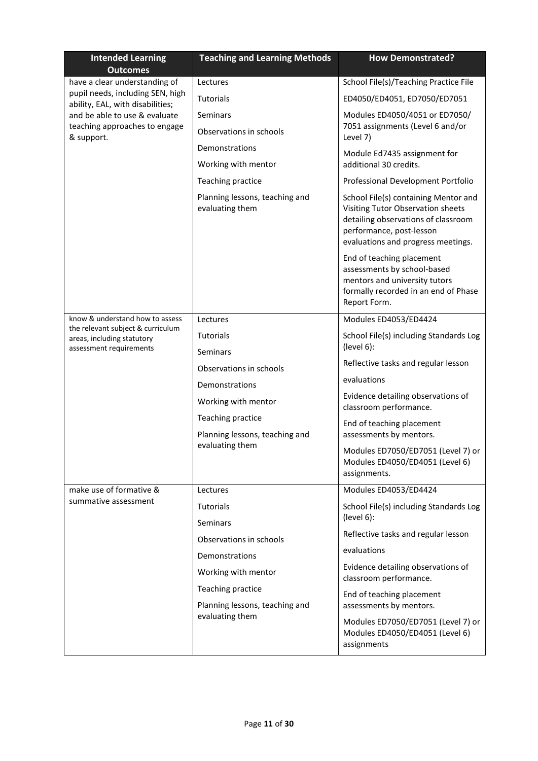| Intended Learning Outcomes | Teaching and Learning Methods | How Demonstrated? |
|---|---|---|
| have a clear understanding of pupil needs, including SEN, high ability, EAL, with disabilities; and be able to use & evaluate teaching approaches to engage & support. | Lectures<br>Tutorials<br>Seminars<br>Observations in schools<br>Demonstrations<br>Working with mentor<br>Teaching practice<br>Planning lessons, teaching and evaluating them | School File(s)/Teaching Practice File<br>ED4050/ED4051, ED7050/ED7051<br>Modules ED4050/4051 or ED7050/7051 assignments (Level 6 and/or Level 7)<br>Module Ed7435 assignment for additional 30 credits.<br>Professional Development Portfolio<br>School File(s) containing Mentor and Visiting Tutor Observation sheets detailing observations of classroom performance, post-lesson evaluations and progress meetings.<br>End of teaching placement assessments by school-based mentors and university tutors formally recorded in an end of Phase Report Form. |
| know & understand how to assess the relevant subject & curriculum areas, including statutory assessment requirements | Lectures<br>Tutorials<br>Seminars<br>Observations in schools<br>Demonstrations<br>Working with mentor<br>Teaching practice<br>Planning lessons, teaching and evaluating them | Modules ED4053/ED4424<br>School File(s) including Standards Log (level 6):<br>Reflective tasks and regular lesson evaluations<br>Evidence detailing observations of classroom performance.<br>End of teaching placement assessments by mentors.<br>Modules ED7050/ED7051 (Level 7) or Modules ED4050/ED4051 (Level 6) assignments. |
| make use of formative & summative assessment | Lectures<br>Tutorials<br>Seminars<br>Observations in schools<br>Demonstrations<br>Working with mentor<br>Teaching practice<br>Planning lessons, teaching and evaluating them | Modules ED4053/ED4424<br>School File(s) including Standards Log (level 6):<br>Reflective tasks and regular lesson evaluations<br>Evidence detailing observations of classroom performance.<br>End of teaching placement assessments by mentors.<br>Modules ED7050/ED7051 (Level 7) or Modules ED4050/ED4051 (Level 6) assignments |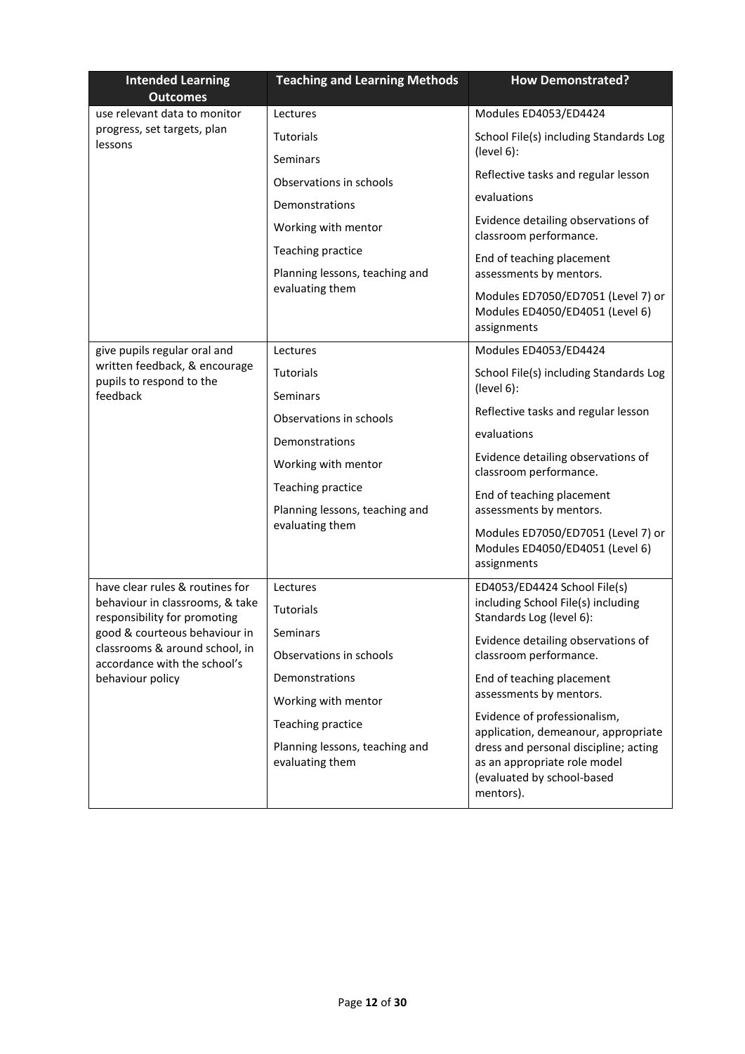| Intended Learning Outcomes | Teaching and Learning Methods | How Demonstrated? |
|---|---|---|
| use relevant data to monitor progress, set targets, plan lessons | Lectures<br>Tutorials<br>Seminars<br>Observations in schools<br>Demonstrations<br>Working with mentor<br>Teaching practice<br>Planning lessons, teaching and evaluating them | Modules ED4053/ED4424<br>School File(s) including Standards Log (level 6):<br>Reflective tasks and regular lesson evaluations<br>Evidence detailing observations of classroom performance.<br>End of teaching placement assessments by mentors.<br>Modules ED7050/ED7051 (Level 7) or Modules ED4050/ED4051 (Level 6) assignments |
| give pupils regular oral and written feedback, & encourage pupils to respond to the feedback | Lectures<br>Tutorials<br>Seminars<br>Observations in schools<br>Demonstrations<br>Working with mentor<br>Teaching practice<br>Planning lessons, teaching and evaluating them | Modules ED4053/ED4424<br>School File(s) including Standards Log (level 6):<br>Reflective tasks and regular lesson evaluations<br>Evidence detailing observations of classroom performance.<br>End of teaching placement assessments by mentors.<br>Modules ED7050/ED7051 (Level 7) or Modules ED4050/ED4051 (Level 6) assignments |
| have clear rules & routines for behaviour in classrooms, & take responsibility for promoting good & courteous behaviour in classrooms & around school, in accordance with the school's behaviour policy | Lectures<br>Tutorials<br>Seminars<br>Observations in schools<br>Demonstrations<br>Working with mentor<br>Teaching practice<br>Planning lessons, teaching and evaluating them | ED4053/ED4424 School File(s) including School File(s) including Standards Log (level 6):<br>Evidence detailing observations of classroom performance.<br>End of teaching placement assessments by mentors.<br>Evidence of professionalism, application, demeanour, appropriate dress and personal discipline; acting as an appropriate role model (evaluated by school-based mentors). |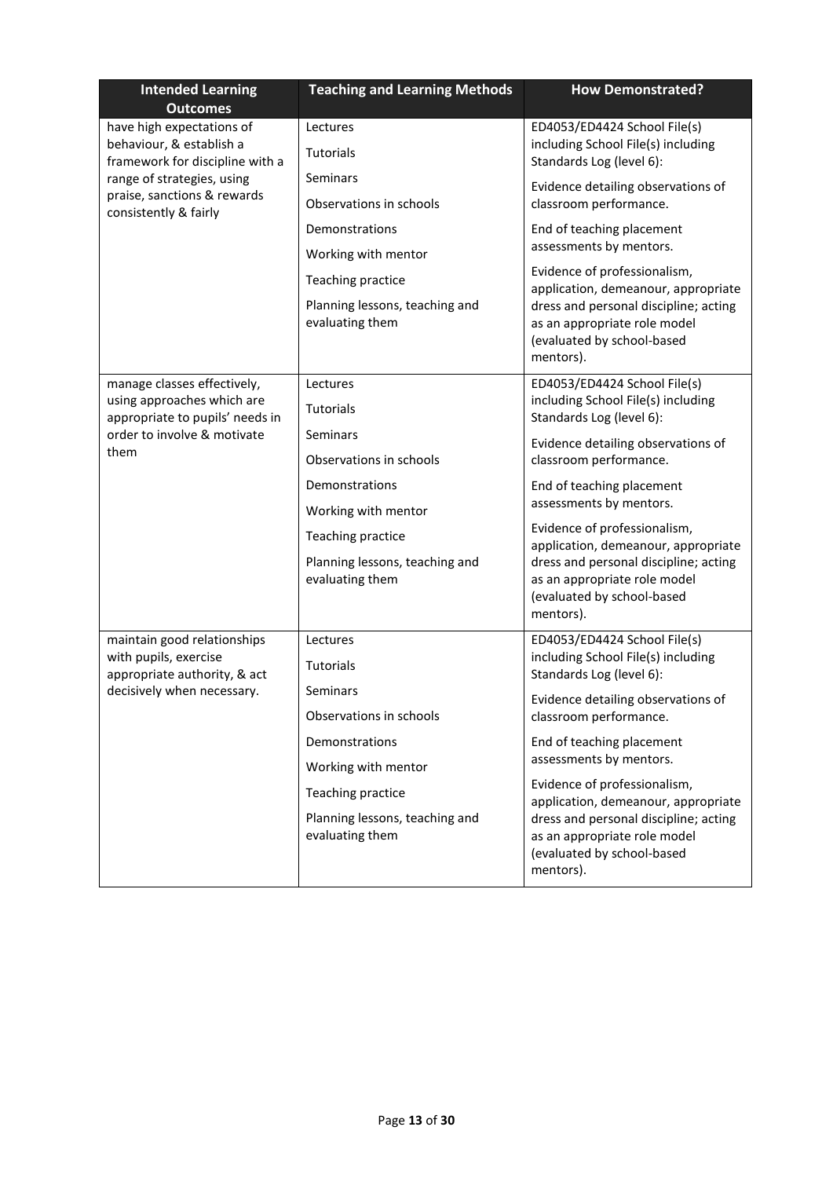| Intended Learning Outcomes | Teaching and Learning Methods | How Demonstrated? |
| --- | --- | --- |
| have high expectations of behaviour, & establish a framework for discipline with a range of strategies, using praise, sanctions & rewards consistently & fairly | Lectures<br>Tutorials<br>Seminars<br>Observations in schools<br>Demonstrations<br>Working with mentor<br>Teaching practice<br>Planning lessons, teaching and evaluating them | ED4053/ED4424 School File(s) including School File(s) including Standards Log (level 6):<br>Evidence detailing observations of classroom performance.<br>End of teaching placement assessments by mentors.<br>Evidence of professionalism, application, demeanour, appropriate dress and personal discipline; acting as an appropriate role model (evaluated by school-based mentors). |
| manage classes effectively, using approaches which are appropriate to pupils' needs in order to involve & motivate them | Lectures<br>Tutorials<br>Seminars<br>Observations in schools<br>Demonstrations<br>Working with mentor<br>Teaching practice<br>Planning lessons, teaching and evaluating them | ED4053/ED4424 School File(s) including School File(s) including Standards Log (level 6):<br>Evidence detailing observations of classroom performance.<br>End of teaching placement assessments by mentors.<br>Evidence of professionalism, application, demeanour, appropriate dress and personal discipline; acting as an appropriate role model (evaluated by school-based mentors). |
| maintain good relationships with pupils, exercise appropriate authority, & act decisively when necessary. | Lectures<br>Tutorials<br>Seminars<br>Observations in schools<br>Demonstrations<br>Working with mentor<br>Teaching practice<br>Planning lessons, teaching and evaluating them | ED4053/ED4424 School File(s) including School File(s) including Standards Log (level 6):<br>Evidence detailing observations of classroom performance.<br>End of teaching placement assessments by mentors.<br>Evidence of professionalism, application, demeanour, appropriate dress and personal discipline; acting as an appropriate role model (evaluated by school-based mentors). |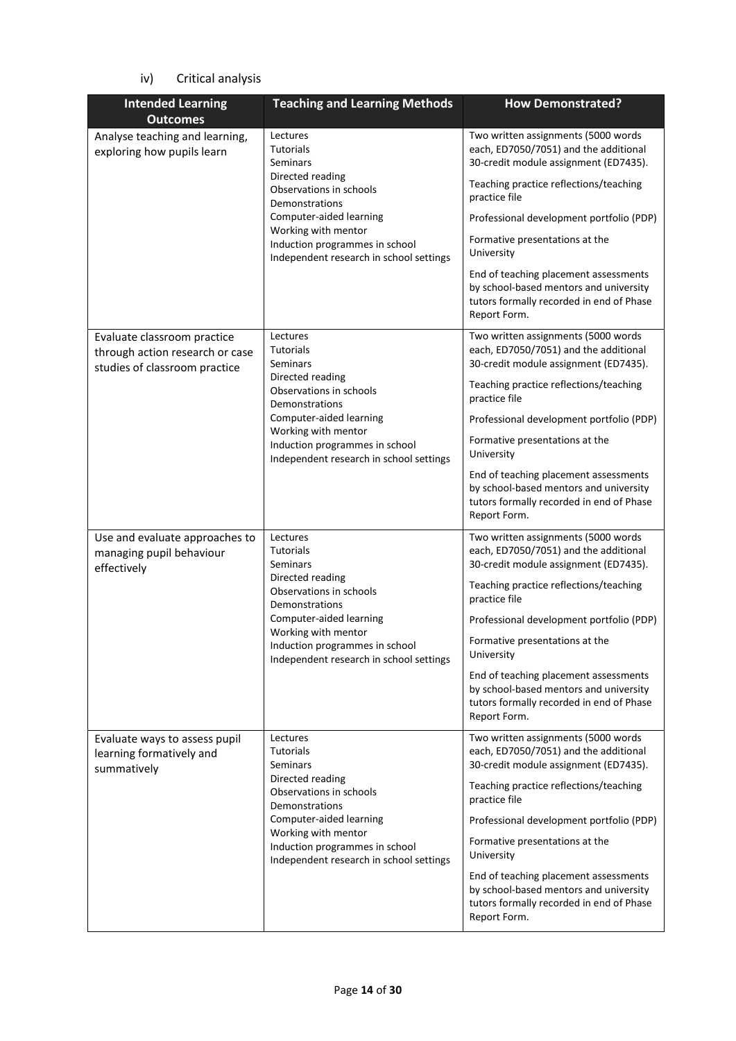iv) Critical analysis

| Intended Learning Outcomes | Teaching and Learning Methods | How Demonstrated? |
|---|---|---|
| Analyse teaching and learning, exploring how pupils learn | Lectures<br>Tutorials<br>Seminars<br>Directed reading<br>Observations in schools<br>Demonstrations<br>Computer-aided learning<br>Working with mentor<br>Induction programmes in school<br>Independent research in school settings | Two written assignments (5000 words each, ED7050/7051) and the additional 30-credit module assignment (ED7435).<br>Teaching practice reflections/teaching practice file<br>Professional development portfolio (PDP)<br>Formative presentations at the University<br>End of teaching placement assessments by school-based mentors and university tutors formally recorded in end of Phase Report Form. |
| Evaluate classroom practice through action research or case studies of classroom practice | Lectures<br>Tutorials<br>Seminars<br>Directed reading<br>Observations in schools<br>Demonstrations<br>Computer-aided learning<br>Working with mentor<br>Induction programmes in school<br>Independent research in school settings | Two written assignments (5000 words each, ED7050/7051) and the additional 30-credit module assignment (ED7435).<br>Teaching practice reflections/teaching practice file<br>Professional development portfolio (PDP)<br>Formative presentations at the University<br>End of teaching placement assessments by school-based mentors and university tutors formally recorded in end of Phase Report Form. |
| Use and evaluate approaches to managing pupil behaviour effectively | Lectures<br>Tutorials<br>Seminars<br>Directed reading<br>Observations in schools<br>Demonstrations<br>Computer-aided learning<br>Working with mentor<br>Induction programmes in school<br>Independent research in school settings | Two written assignments (5000 words each, ED7050/7051) and the additional 30-credit module assignment (ED7435).<br>Teaching practice reflections/teaching practice file<br>Professional development portfolio (PDP)<br>Formative presentations at the University<br>End of teaching placement assessments by school-based mentors and university tutors formally recorded in end of Phase Report Form. |
| Evaluate ways to assess pupil learning formatively and summatively | Lectures<br>Tutorials<br>Seminars<br>Directed reading<br>Observations in schools<br>Demonstrations<br>Computer-aided learning<br>Working with mentor<br>Induction programmes in school<br>Independent research in school settings | Two written assignments (5000 words each, ED7050/7051) and the additional 30-credit module assignment (ED7435).<br>Teaching practice reflections/teaching practice file<br>Professional development portfolio (PDP)<br>Formative presentations at the University<br>End of teaching placement assessments by school-based mentors and university tutors formally recorded in end of Phase Report Form. |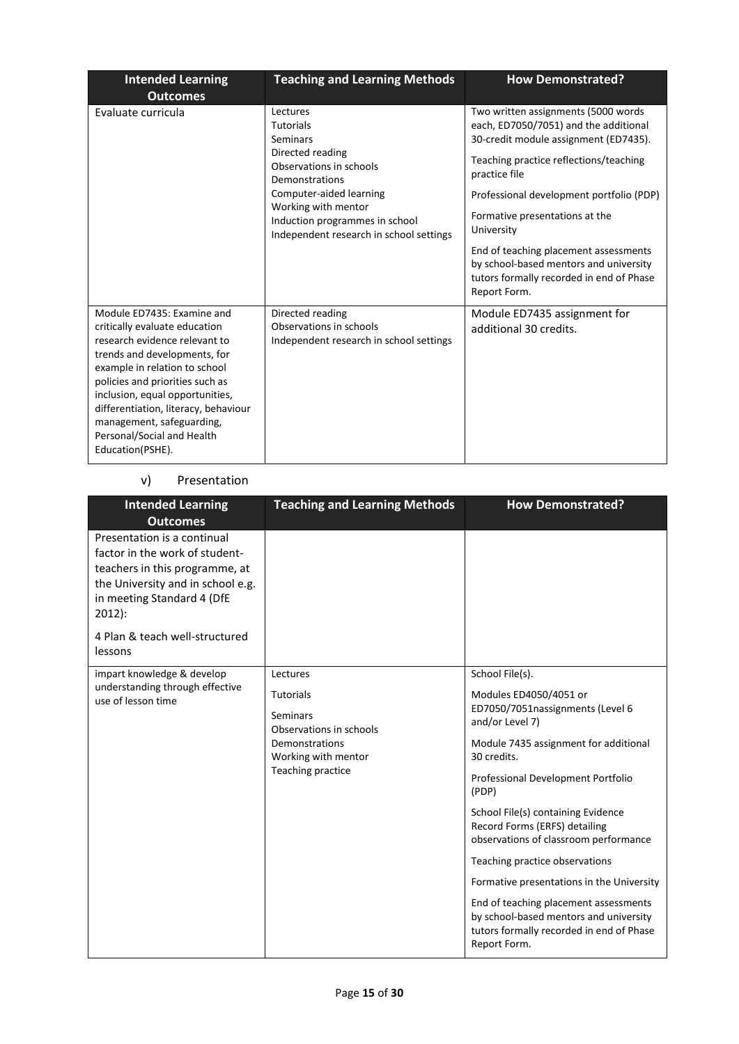| Intended Learning Outcomes | Teaching and Learning Methods | How Demonstrated? |
|---|---|---|
| Evaluate curricula | Lectures<br>Tutorials<br>Seminars<br>Directed reading<br>Observations in schools<br>Demonstrations<br>Computer-aided learning<br>Working with mentor<br>Induction programmes in school<br>Independent research in school settings | Two written assignments (5000 words each, ED7050/7051) and the additional 30-credit module assignment (ED7435).<br><br>Teaching practice reflections/teaching practice file<br><br>Professional development portfolio (PDP)<br><br>Formative presentations at the University<br><br>End of teaching placement assessments by school-based mentors and university tutors formally recorded in end of Phase Report Form. |
| Module ED7435: Examine and critically evaluate education research evidence relevant to trends and developments, for example in relation to school policies and priorities such as inclusion, equal opportunities, differentiation, literacy, behaviour management, safeguarding, Personal/Social and Health Education(PSHE). | Directed reading<br>Observations in schools<br>Independent research in school settings | Module ED7435 assignment for additional 30 credits. |

v) Presentation

| Intended Learning Outcomes | Teaching and Learning Methods | How Demonstrated? |
|---|---|---|
| Presentation is a continual factor in the work of student-teachers in this programme, at the University and in school e.g. in meeting Standard 4 (DfE 2012):<br><br>4 Plan & teach well-structured lessons | | |
| impart knowledge & develop understanding through effective use of lesson time | Lectures<br><br>Tutorials<br><br>Seminars<br>Observations in schools<br>Demonstrations<br>Working with mentor<br>Teaching practice | School File(s).<br><br>Modules ED4050/4051 or ED7050/7051nassignments (Level 6 and/or Level 7)<br><br>Module 7435 assignment for additional 30 credits.<br><br>Professional Development Portfolio (PDP)<br><br>School File(s) containing Evidence Record Forms (ERFS) detailing observations of classroom performance<br><br>Teaching practice observations<br><br>Formative presentations in the University<br><br>End of teaching placement assessments by school-based mentors and university tutors formally recorded in end of Phase Report Form. |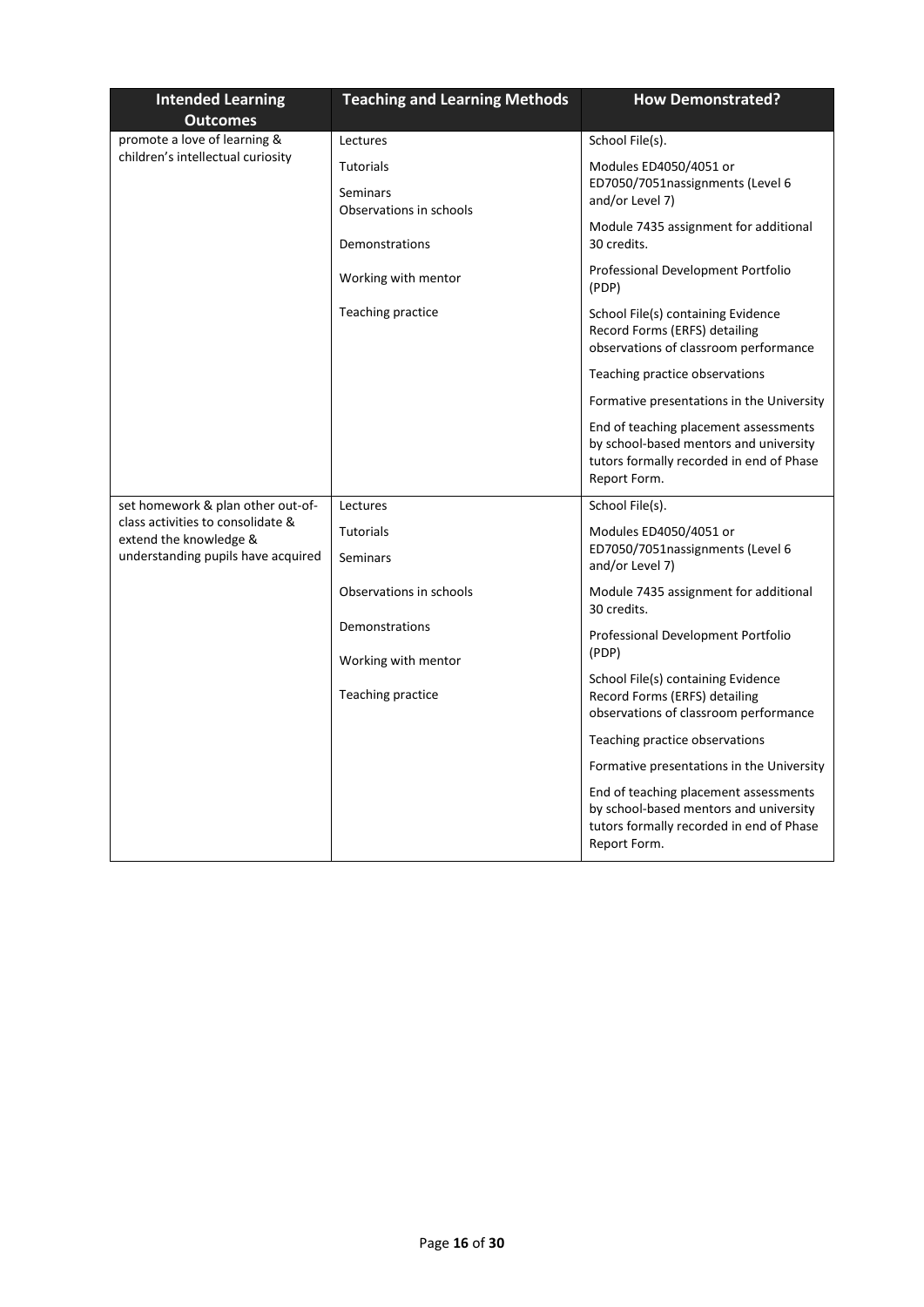| Intended Learning Outcomes | Teaching and Learning Methods | How Demonstrated? |
| --- | --- | --- |
| promote a love of learning & children's intellectual curiosity | Lectures<br>Tutorials<br>Seminars<br>Observations in schools<br>Demonstrations<br>Working with mentor<br>Teaching practice | School File(s).<br>Modules ED4050/4051 or ED7050/7051nassignments (Level 6 and/or Level 7)<br>Module 7435 assignment for additional 30 credits.<br>Professional Development Portfolio (PDP)<br>School File(s) containing Evidence Record Forms (ERFS) detailing observations of classroom performance<br>Teaching practice observations<br>Formative presentations in the University<br>End of teaching placement assessments by school-based mentors and university tutors formally recorded in end of Phase Report Form. |
| set homework & plan other out-of-class activities to consolidate & extend the knowledge & understanding pupils have acquired | Lectures<br>Tutorials<br>Seminars<br>Observations in schools<br>Demonstrations<br>Working with mentor<br>Teaching practice | School File(s).<br>Modules ED4050/4051 or ED7050/7051nassignments (Level 6 and/or Level 7)<br>Module 7435 assignment for additional 30 credits.<br>Professional Development Portfolio (PDP)<br>School File(s) containing Evidence Record Forms (ERFS) detailing observations of classroom performance<br>Teaching practice observations<br>Formative presentations in the University<br>End of teaching placement assessments by school-based mentors and university tutors formally recorded in end of Phase Report Form. |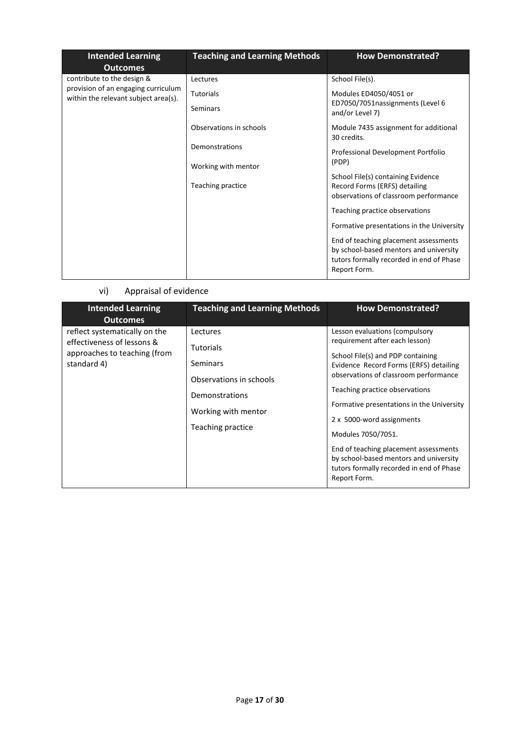| Intended Learning Outcomes | Teaching and Learning Methods | How Demonstrated? |
|---|---|---|
| contribute to the design & provision of an engaging curriculum within the relevant subject area(s). | Lectures<br>Tutorials<br>Seminars<br>Observations in schools<br>Demonstrations<br>Working with mentor<br>Teaching practice | School File(s).<br>Modules ED4050/4051 or ED7050/7051nassignments (Level 6 and/or Level 7)<br>Module 7435 assignment for additional 30 credits.<br>Professional Development Portfolio (PDP)<br>School File(s) containing Evidence Record Forms (ERFS) detailing observations of classroom performance<br>Teaching practice observations<br>Formative presentations in the University<br>End of teaching placement assessments by school-based mentors and university tutors formally recorded in end of Phase Report Form. |

vi) Appraisal of evidence

| Intended Learning Outcomes | Teaching and Learning Methods | How Demonstrated? |
|---|---|---|
| reflect systematically on the effectiveness of lessons & approaches to teaching (from standard 4) | Lectures<br>Tutorials<br>Seminars<br>Observations in schools<br>Demonstrations<br>Working with mentor<br>Teaching practice | Lesson evaluations (compulsory requirement after each lesson)<br>School File(s) and PDP containing Evidence Record Forms (ERFS) detailing observations of classroom performance<br>Teaching practice observations<br>Formative presentations in the University<br>2 x 5000-word assignments<br>Modules 7050/7051.<br>End of teaching placement assessments by school-based mentors and university tutors formally recorded in end of Phase Report Form. |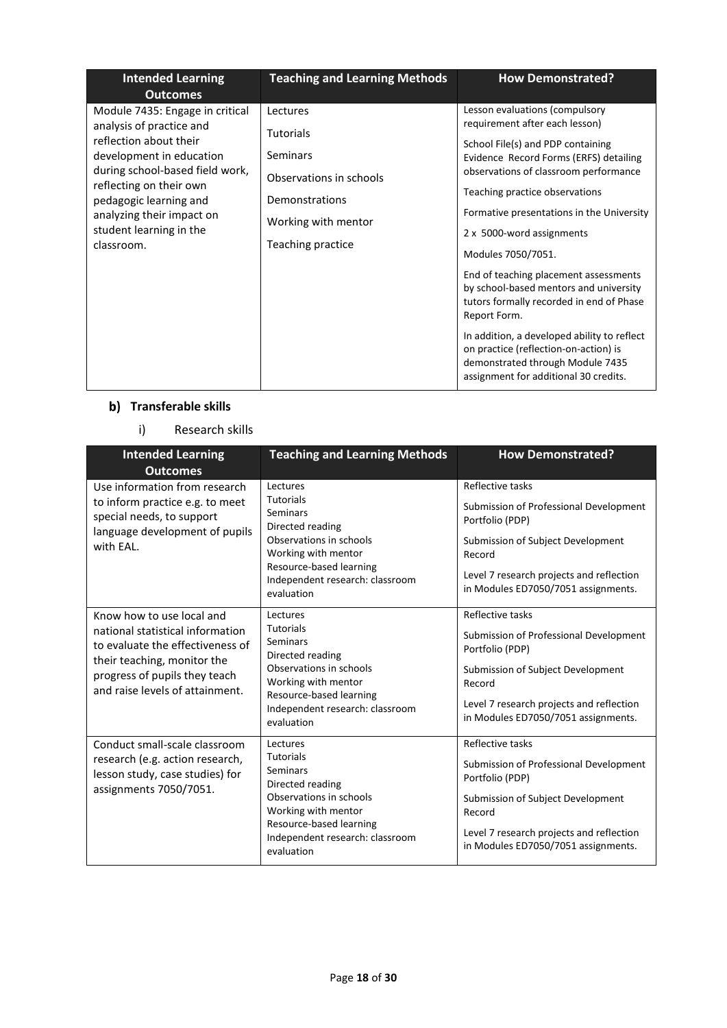| Intended Learning Outcomes | Teaching and Learning Methods | How Demonstrated? |
|---|---|---|
| Module 7435: Engage in critical analysis of practice and reflection about their development in education during school-based field work, reflecting on their own pedagogic learning and analyzing their impact on student learning in the classroom. | Lectures<br><br>Tutorials<br><br>Seminars<br><br>Observations in schools<br><br>Demonstrations<br><br>Working with mentor<br><br>Teaching practice | Lesson evaluations (compulsory requirement after each lesson)<br><br>School File(s) and PDP containing Evidence Record Forms (ERFS) detailing observations of classroom performance<br><br>Teaching practice observations<br><br>Formative presentations in the University<br><br>2 x 5000-word assignments<br><br>Modules 7050/7051.<br><br>End of teaching placement assessments by school-based mentors and university tutors formally recorded in end of Phase Report Form.<br><br>In addition, a developed ability to reflect on practice (reflection-on-action) is demonstrated through Module 7435 assignment for additional 30 credits. |

## b) Transferable skills

### i) Research skills

| Intended Learning Outcomes | Teaching and Learning Methods | How Demonstrated? |
|---|---|---|
| Use information from research to inform practice e.g. to meet special needs, to support language development of pupils with EAL. | Lectures<br>Tutorials<br>Seminars<br>Directed reading<br>Observations in schools<br>Working with mentor<br>Resource-based learning<br>Independent research: classroom evaluation | Reflective tasks<br><br>Submission of Professional Development Portfolio (PDP)<br><br>Submission of Subject Development Record<br><br>Level 7 research projects and reflection in Modules ED7050/7051 assignments. |
| Know how to use local and national statistical information to evaluate the effectiveness of their teaching, monitor the progress of pupils they teach and raise levels of attainment. | Lectures<br>Tutorials<br>Seminars<br>Directed reading<br>Observations in schools<br>Working with mentor<br>Resource-based learning<br>Independent research: classroom evaluation | Reflective tasks<br><br>Submission of Professional Development Portfolio (PDP)<br><br>Submission of Subject Development Record<br><br>Level 7 research projects and reflection in Modules ED7050/7051 assignments. |
| Conduct small-scale classroom research (e.g. action research, lesson study, case studies) for assignments 7050/7051. | Lectures<br>Tutorials<br>Seminars<br>Directed reading<br>Observations in schools<br>Working with mentor<br>Resource-based learning<br>Independent research: classroom evaluation | Reflective tasks<br><br>Submission of Professional Development Portfolio (PDP)<br><br>Submission of Subject Development Record<br><br>Level 7 research projects and reflection in Modules ED7050/7051 assignments. |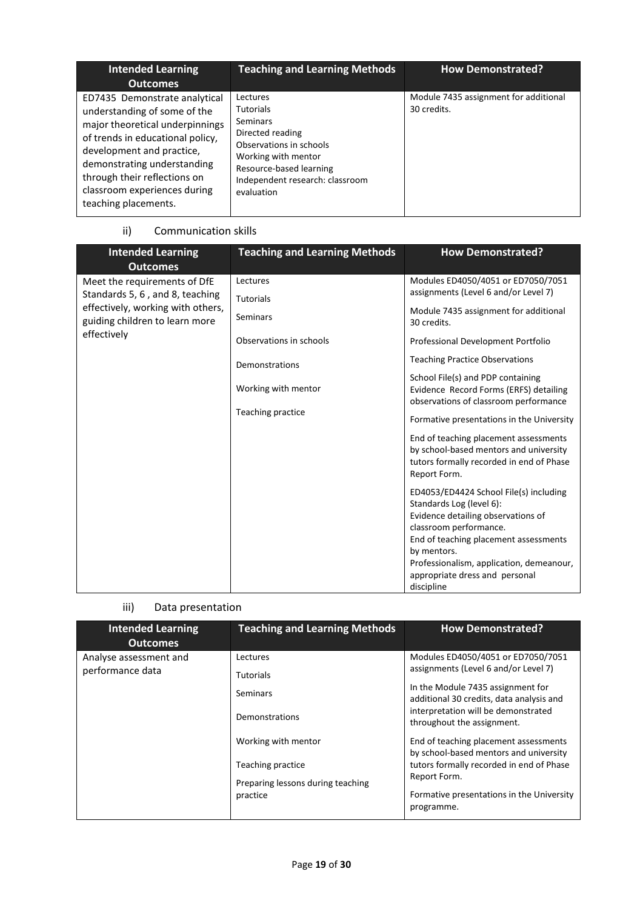| Intended Learning Outcomes | Teaching and Learning Methods | How Demonstrated? |
|---|---|---|
| ED7435 Demonstrate analytical understanding of some of the major theoretical underpinnings of trends in educational policy, development and practice, demonstrating understanding through their reflections on classroom experiences during teaching placements. | Lectures<br>Tutorials<br>Seminars<br>Directed reading<br>Observations in schools<br>Working with mentor<br>Resource-based learning<br>Independent research: classroom evaluation | Module 7435 assignment for additional 30 credits. |

ii) Communication skills

| Intended Learning Outcomes | Teaching and Learning Methods | How Demonstrated? |
|---|---|---|
| Meet the requirements of DfE Standards 5, 6 , and 8, teaching effectively, working with others, guiding children to learn more effectively | Lectures<br><br>Tutorials<br><br>Seminars<br><br>Observations in schools<br><br>Demonstrations<br><br>Working with mentor<br><br>Teaching practice | Modules ED4050/4051 or ED7050/7051 assignments (Level 6 and/or Level 7)<br><br>Module 7435 assignment for additional 30 credits.<br><br>Professional Development Portfolio<br><br>Teaching Practice Observations<br><br>School File(s) and PDP containing Evidence Record Forms (ERFS) detailing observations of classroom performance<br><br>Formative presentations in the University<br><br>End of teaching placement assessments by school-based mentors and university tutors formally recorded in end of Phase Report Form.<br><br>ED4053/ED4424 School File(s) including Standards Log (level 6):<br>Evidence detailing observations of classroom performance.<br>End of teaching placement assessments by mentors.<br>Professionalism, application, demeanour, appropriate dress and personal discipline |

iii) Data presentation

| Intended Learning Outcomes | Teaching and Learning Methods | How Demonstrated? |
|---|---|---|
| Analyse assessment and performance data | Lectures<br><br>Tutorials<br><br>Seminars<br><br>Demonstrations<br><br>Working with mentor<br><br>Teaching practice<br><br>Preparing lessons during teaching practice | Modules ED4050/4051 or ED7050/7051 assignments (Level 6 and/or Level 7)<br><br>In the Module 7435 assignment for additional 30 credits, data analysis and interpretation will be demonstrated throughout the assignment.<br><br>End of teaching placement assessments by school-based mentors and university tutors formally recorded in end of Phase Report Form.<br><br>Formative presentations in the University programme. |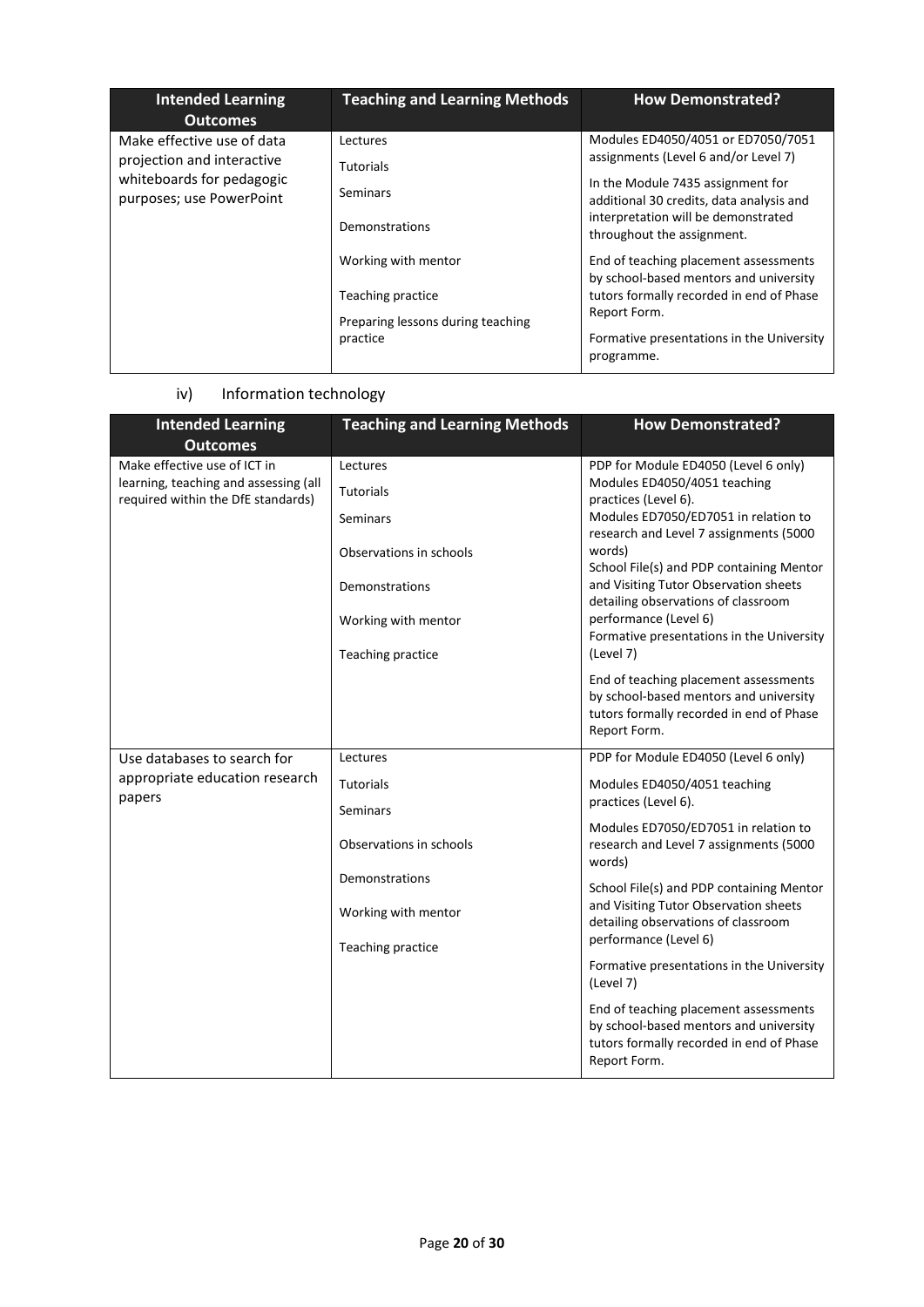| Intended Learning Outcomes | Teaching and Learning Methods | How Demonstrated? |
|---|---|---|
| Make effective use of data projection and interactive whiteboards for pedagogic purposes; use PowerPoint | Lectures<br><br>Tutorials<br><br>Seminars<br><br>Demonstrations<br><br>Working with mentor<br><br>Teaching practice<br><br>Preparing lessons during teaching practice | Modules ED4050/4051 or ED7050/7051 assignments (Level 6 and/or Level 7)<br><br>In the Module 7435 assignment for additional 30 credits, data analysis and interpretation will be demonstrated throughout the assignment.<br><br>End of teaching placement assessments by school-based mentors and university tutors formally recorded in end of Phase Report Form.<br><br>Formative presentations in the University programme. |

iv) Information technology

| Intended Learning Outcomes | Teaching and Learning Methods | How Demonstrated? |
|---|---|---|
| Make effective use of ICT in learning, teaching and assessing (all required within the DfE standards) | Lectures<br><br>Tutorials<br><br>Seminars<br><br>Observations in schools<br><br>Demonstrations<br><br>Working with mentor<br><br>Teaching practice | PDP for Module ED4050 (Level 6 only)<br>Modules ED4050/4051 teaching practices (Level 6).<br>Modules ED7050/ED7051 in relation to research and Level 7 assignments (5000 words)<br>School File(s) and PDP containing Mentor and Visiting Tutor Observation sheets detailing observations of classroom performance (Level 6)<br>Formative presentations in the University (Level 7)<br><br>End of teaching placement assessments by school-based mentors and university tutors formally recorded in end of Phase Report Form. |
| Use databases to search for appropriate education research papers | Lectures<br><br>Tutorials<br><br>Seminars<br><br>Observations in schools<br><br>Demonstrations<br><br>Working with mentor<br><br>Teaching practice | PDP for Module ED4050 (Level 6 only)<br><br>Modules ED4050/4051 teaching practices (Level 6).<br><br>Modules ED7050/ED7051 in relation to research and Level 7 assignments (5000 words)<br><br>School File(s) and PDP containing Mentor and Visiting Tutor Observation sheets detailing observations of classroom performance (Level 6)<br><br>Formative presentations in the University (Level 7)<br><br>End of teaching placement assessments by school-based mentors and university tutors formally recorded in end of Phase Report Form. |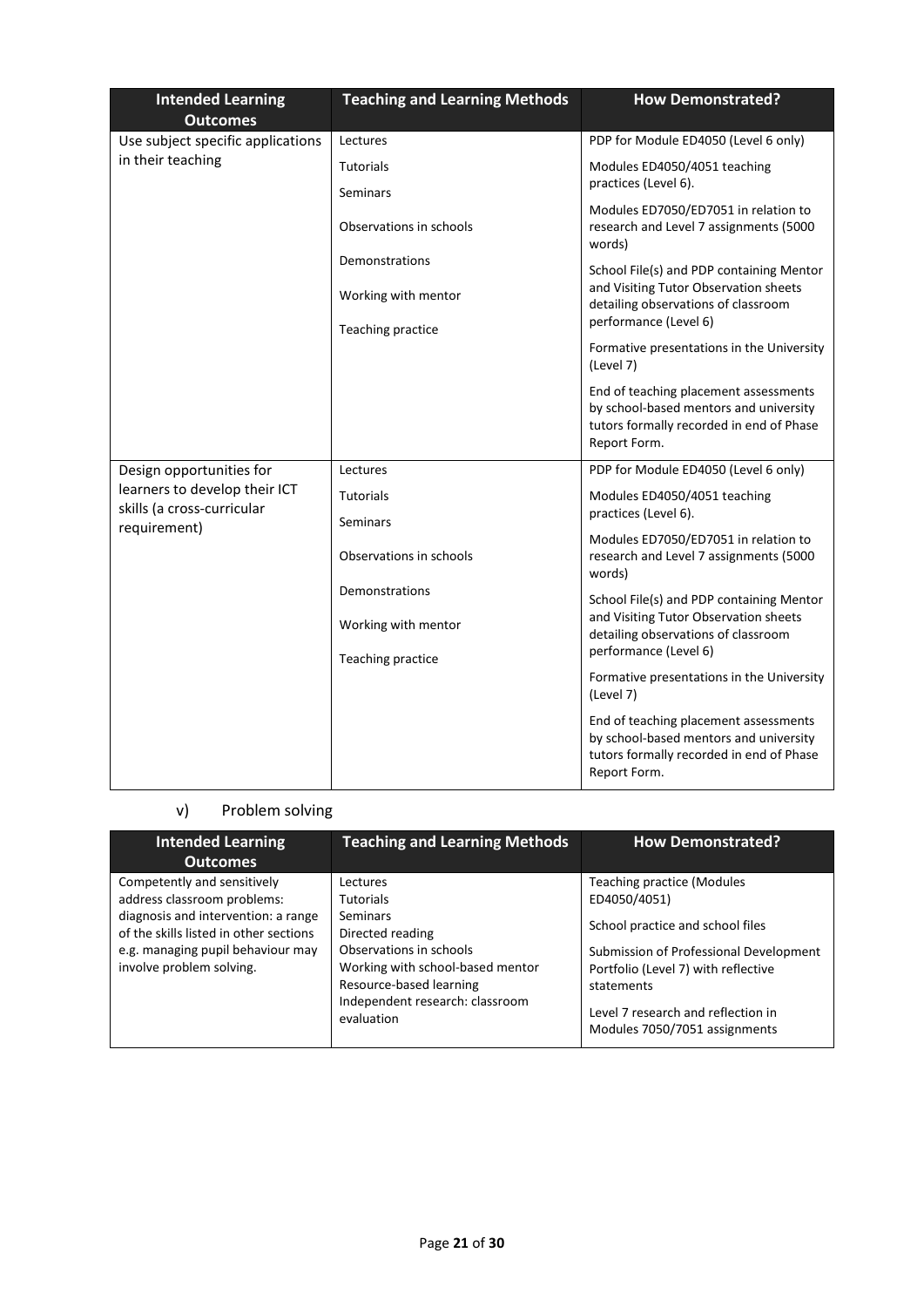| Intended Learning Outcomes | Teaching and Learning Methods | How Demonstrated? |
|---|---|---|
| Use subject specific applications in their teaching | Lectures<br>Tutorials<br>Seminars<br>Observations in schools<br>Demonstrations<br>Working with mentor<br>Teaching practice | PDP for Module ED4050 (Level 6 only)<br>Modules ED4050/4051 teaching practices (Level 6).<br>Modules ED7050/ED7051 in relation to research and Level 7 assignments (5000 words)<br>School File(s) and PDP containing Mentor and Visiting Tutor Observation sheets detailing observations of classroom performance (Level 6)<br>Formative presentations in the University (Level 7)<br>End of teaching placement assessments by school-based mentors and university tutors formally recorded in end of Phase Report Form. |
| Design opportunities for learners to develop their ICT skills (a cross-curricular requirement) | Lectures<br>Tutorials<br>Seminars<br>Observations in schools<br>Demonstrations<br>Working with mentor<br>Teaching practice | PDP for Module ED4050 (Level 6 only)<br>Modules ED4050/4051 teaching practices (Level 6).<br>Modules ED7050/ED7051 in relation to research and Level 7 assignments (5000 words)<br>School File(s) and PDP containing Mentor and Visiting Tutor Observation sheets detailing observations of classroom performance (Level 6)<br>Formative presentations in the University (Level 7)<br>End of teaching placement assessments by school-based mentors and university tutors formally recorded in end of Phase Report Form. |

v) Problem solving

| Intended Learning Outcomes | Teaching and Learning Methods | How Demonstrated? |
|---|---|---|
| Competently and sensitively address classroom problems: diagnosis and intervention: a range of the skills listed in other sections e.g. managing pupil behaviour may involve problem solving. | Lectures<br>Tutorials<br>Seminars<br>Directed reading<br>Observations in schools<br>Working with school-based mentor<br>Resource-based learning<br>Independent research: classroom evaluation | Teaching practice (Modules ED4050/4051)<br>School practice and school files<br>Submission of Professional Development Portfolio (Level 7) with reflective statements<br>Level 7 research and reflection in Modules 7050/7051 assignments |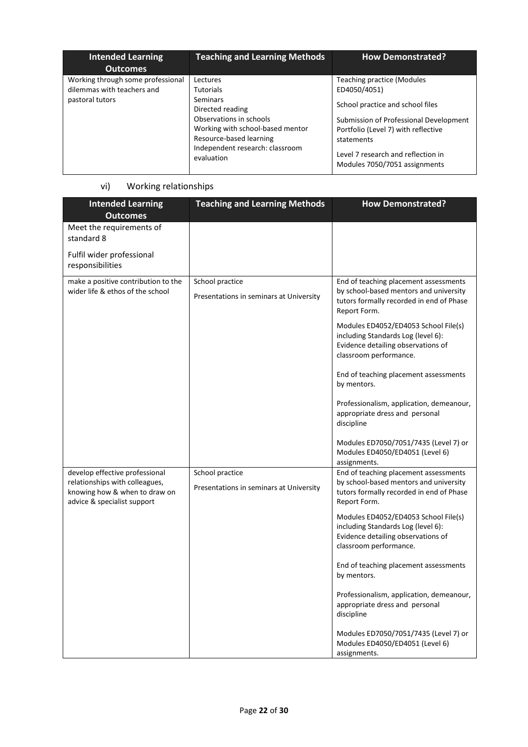| Intended Learning Outcomes | Teaching and Learning Methods | How Demonstrated? |
|---|---|---|
| Working through some professional dilemmas with teachers and pastoral tutors | Lectures<br>Tutorials<br>Seminars<br>Directed reading<br>Observations in schools<br>Working with school-based mentor<br>Resource-based learning<br>Independent research: classroom evaluation | Teaching practice (Modules ED4050/4051)<br><br>School practice and school files<br><br>Submission of Professional Development Portfolio (Level 7) with reflective statements<br><br>Level 7 research and reflection in Modules 7050/7051 assignments |

vi) Working relationships

| Intended Learning Outcomes | Teaching and Learning Methods | How Demonstrated? |
|---|---|---|
| Meet the requirements of standard 8<br><br>Fulfil wider professional responsibilities | | |
| make a positive contribution to the wider life & ethos of the school | School practice<br><br>Presentations in seminars at University | End of teaching placement assessments by school-based mentors and university tutors formally recorded in end of Phase Report Form.<br><br>Modules ED4052/ED4053 School File(s) including Standards Log (level 6): Evidence detailing observations of classroom performance.<br><br>End of teaching placement assessments by mentors.<br><br>Professionalism, application, demeanour, appropriate dress and personal discipline<br><br>Modules ED7050/7051/7435 (Level 7) or Modules ED4050/ED4051 (Level 6) assignments. |
| develop effective professional relationships with colleagues, knowing how & when to draw on advice & specialist support | School practice<br><br>Presentations in seminars at University | End of teaching placement assessments by school-based mentors and university tutors formally recorded in end of Phase Report Form.<br><br>Modules ED4052/ED4053 School File(s) including Standards Log (level 6): Evidence detailing observations of classroom performance.<br><br>End of teaching placement assessments by mentors.<br><br>Professionalism, application, demeanour, appropriate dress and personal discipline<br><br>Modules ED7050/7051/7435 (Level 7) or Modules ED4050/ED4051 (Level 6) assignments. |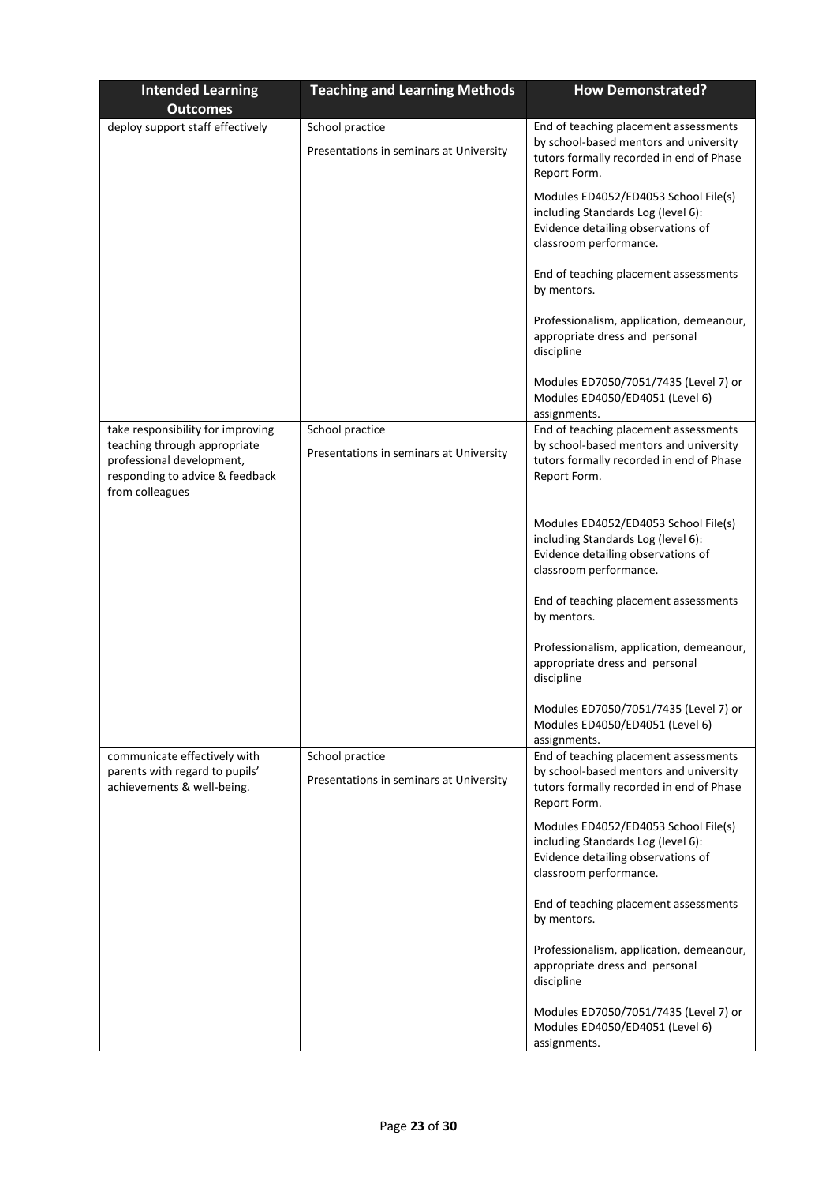| Intended Learning Outcomes | Teaching and Learning Methods | How Demonstrated? |
|---|---|---|
| deploy support staff effectively | School practice<br><br>Presentations in seminars at University | End of teaching placement assessments by school-based mentors and university tutors formally recorded in end of Phase Report Form.<br><br>Modules ED4052/ED4053 School File(s) including Standards Log (level 6): Evidence detailing observations of classroom performance.<br><br>End of teaching placement assessments by mentors.<br><br>Professionalism, application, demeanour, appropriate dress and personal discipline<br><br>Modules ED7050/7051/7435 (Level 7) or Modules ED4050/ED4051 (Level 6) assignments. |
| take responsibility for improving teaching through appropriate professional development, responding to advice & feedback from colleagues | School practice<br><br>Presentations in seminars at University | End of teaching placement assessments by school-based mentors and university tutors formally recorded in end of Phase Report Form.<br><br>Modules ED4052/ED4053 School File(s) including Standards Log (level 6): Evidence detailing observations of classroom performance.<br><br>End of teaching placement assessments by mentors.<br><br>Professionalism, application, demeanour, appropriate dress and personal discipline<br><br>Modules ED7050/7051/7435 (Level 7) or Modules ED4050/ED4051 (Level 6) assignments. |
| communicate effectively with parents with regard to pupils' achievements & well-being. | School practice<br><br>Presentations in seminars at University | End of teaching placement assessments by school-based mentors and university tutors formally recorded in end of Phase Report Form.<br><br>Modules ED4052/ED4053 School File(s) including Standards Log (level 6): Evidence detailing observations of classroom performance.<br><br>End of teaching placement assessments by mentors.<br><br>Professionalism, application, demeanour, appropriate dress and personal discipline<br><br>Modules ED7050/7051/7435 (Level 7) or Modules ED4050/ED4051 (Level 6) assignments. |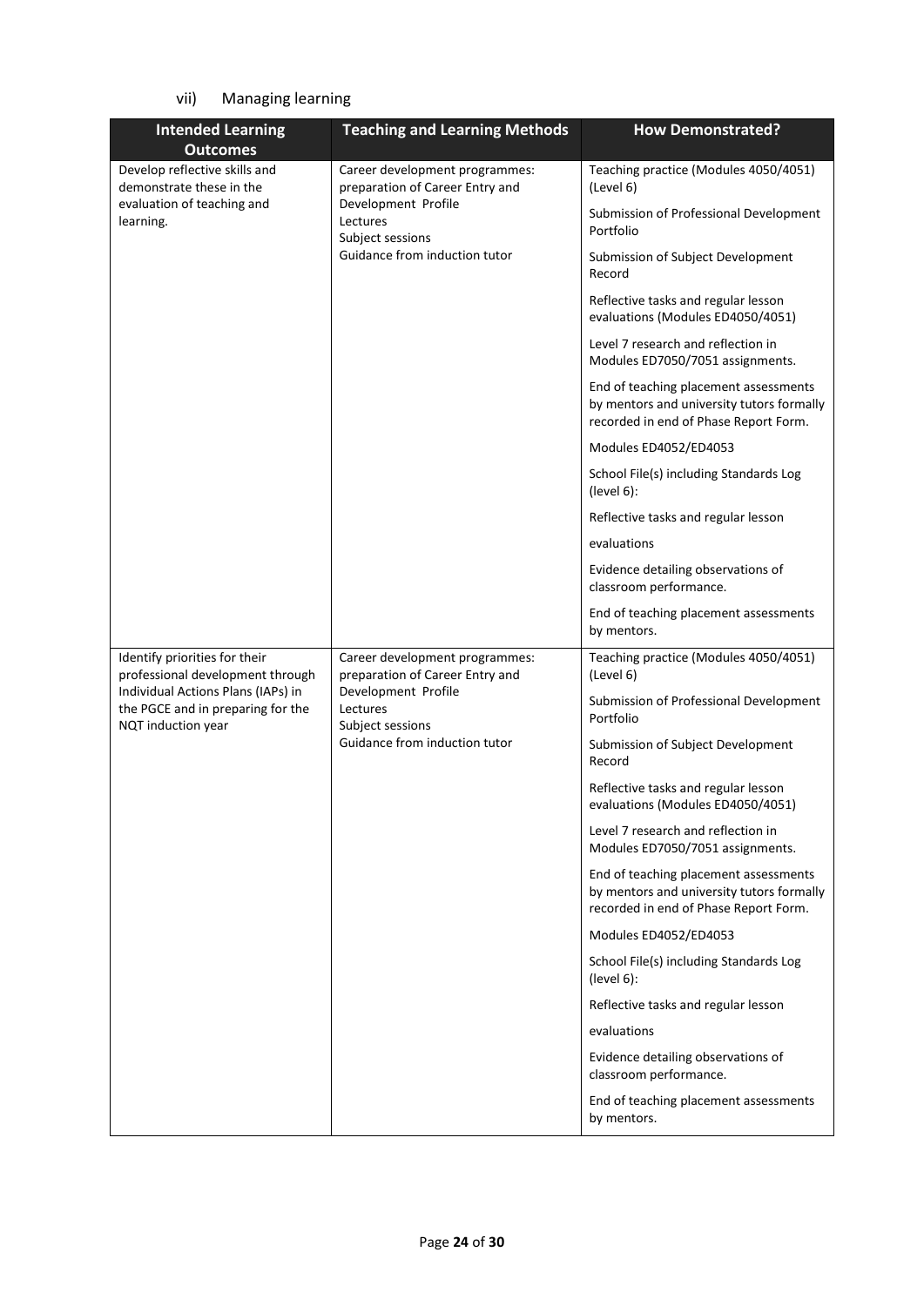### vii) Managing learning

| Intended Learning Outcomes | Teaching and Learning Methods | How Demonstrated? |
|---|---|---|
| Develop reflective skills and demonstrate these in the evaluation of teaching and learning. | Career development programmes: preparation of Career Entry and Development Profile<br>Lectures<br>Subject sessions<br>Guidance from induction tutor | Teaching practice (Modules 4050/4051) (Level 6)<br><br>Submission of Professional Development Portfolio<br><br>Submission of Subject Development Record<br><br>Reflective tasks and regular lesson evaluations (Modules ED4050/4051)<br><br>Level 7 research and reflection in Modules ED7050/7051 assignments.<br><br>End of teaching placement assessments by mentors and university tutors formally recorded in end of Phase Report Form.<br><br>Modules ED4052/ED4053<br><br>School File(s) including Standards Log (level 6):<br><br>Reflective tasks and regular lesson<br><br>evaluations<br><br>Evidence detailing observations of classroom performance.<br><br>End of teaching placement assessments by mentors. |
| Identify priorities for their professional development through Individual Actions Plans (IAPs) in the PGCE and in preparing for the NQT induction year | Career development programmes: preparation of Career Entry and Development Profile<br>Lectures<br>Subject sessions<br>Guidance from induction tutor | Teaching practice (Modules 4050/4051) (Level 6)<br><br>Submission of Professional Development Portfolio<br><br>Submission of Subject Development Record<br><br>Reflective tasks and regular lesson evaluations (Modules ED4050/4051)<br><br>Level 7 research and reflection in Modules ED7050/7051 assignments.<br><br>End of teaching placement assessments by mentors and university tutors formally recorded in end of Phase Report Form.<br><br>Modules ED4052/ED4053<br><br>School File(s) including Standards Log (level 6):<br><br>Reflective tasks and regular lesson<br><br>evaluations<br><br>Evidence detailing observations of classroom performance.<br><br>End of teaching placement assessments by mentors. |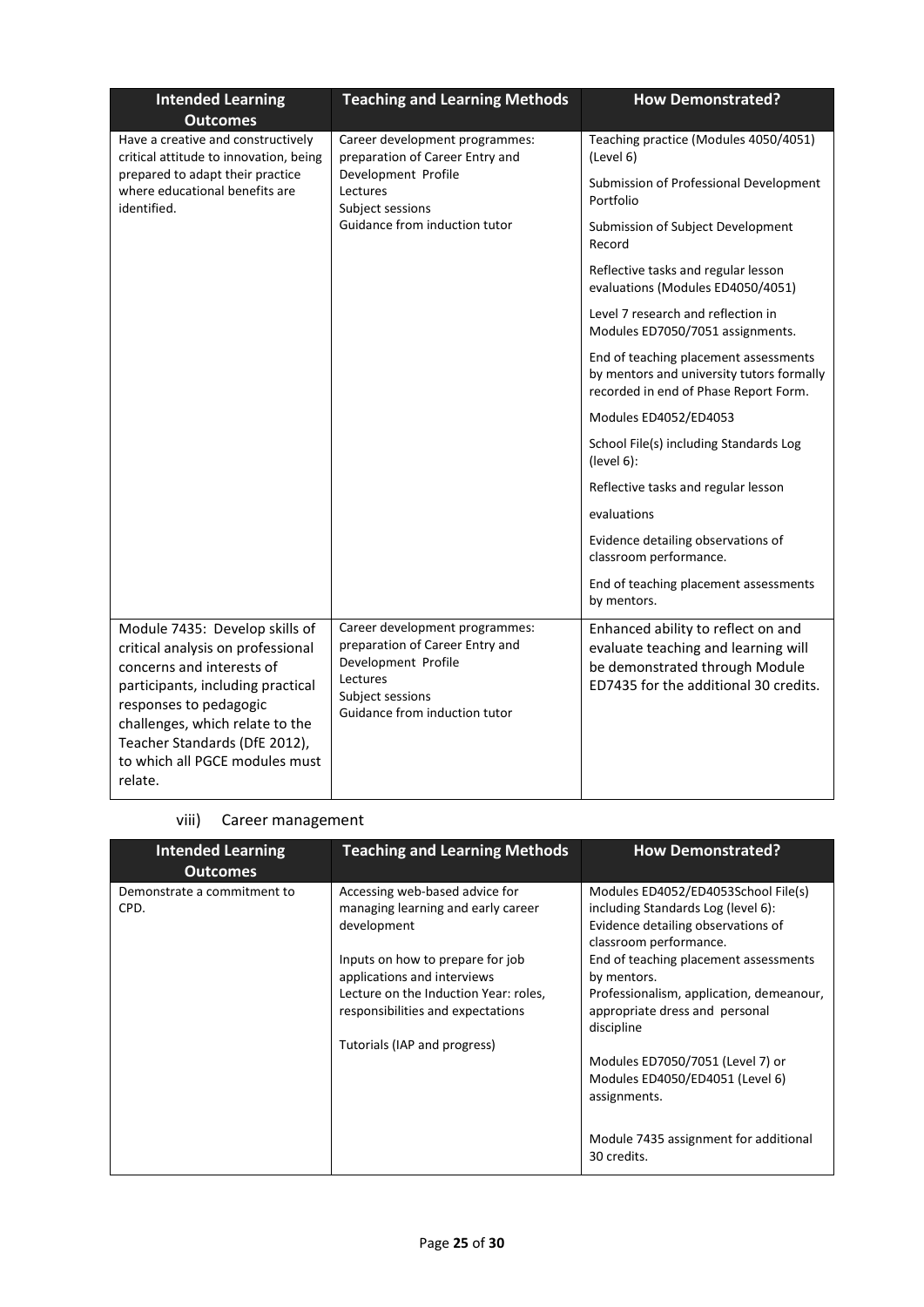| Intended Learning Outcomes | Teaching and Learning Methods | How Demonstrated? |
| --- | --- | --- |
| Have a creative and constructively critical attitude to innovation, being prepared to adapt their practice where educational benefits are identified. | Career development programmes: preparation of Career Entry and Development Profile<br>Lectures<br>Subject sessions<br>Guidance from induction tutor | Teaching practice (Modules 4050/4051) (Level 6)<br><br>Submission of Professional Development Portfolio<br><br>Submission of Subject Development Record<br><br>Reflective tasks and regular lesson evaluations (Modules ED4050/4051)<br><br>Level 7 research and reflection in Modules ED7050/7051 assignments.<br><br>End of teaching placement assessments by mentors and university tutors formally recorded in end of Phase Report Form.<br><br>Modules ED4052/ED4053<br><br>School File(s) including Standards Log (level 6):<br><br>Reflective tasks and regular lesson<br><br>evaluations<br><br>Evidence detailing observations of classroom performance.<br><br>End of teaching placement assessments by mentors. |
| Module 7435: Develop skills of critical analysis on professional concerns and interests of participants, including practical responses to pedagogic challenges, which relate to the Teacher Standards (DfE 2012), to which all PGCE modules must relate. | Career development programmes: preparation of Career Entry and Development Profile<br>Lectures<br>Subject sessions<br>Guidance from induction tutor | Enhanced ability to reflect on and evaluate teaching and learning will be demonstrated through Module ED7435 for the additional 30 credits. |

viii) Career management

| Intended Learning Outcomes | Teaching and Learning Methods | How Demonstrated? |
| --- | --- | --- |
| Demonstrate a commitment to CPD. | Accessing web-based advice for managing learning and early career development<br><br>Inputs on how to prepare for job applications and interviews<br>Lecture on the Induction Year: roles, responsibilities and expectations<br><br>Tutorials (IAP and progress) | Modules ED4052/ED4053School File(s) including Standards Log (level 6): Evidence detailing observations of classroom performance.<br>End of teaching placement assessments by mentors.<br>Professionalism, application, demeanour, appropriate dress and personal discipline<br><br>Modules ED7050/7051 (Level 7) or Modules ED4050/ED4051 (Level 6) assignments.<br><br>Module 7435 assignment for additional 30 credits. |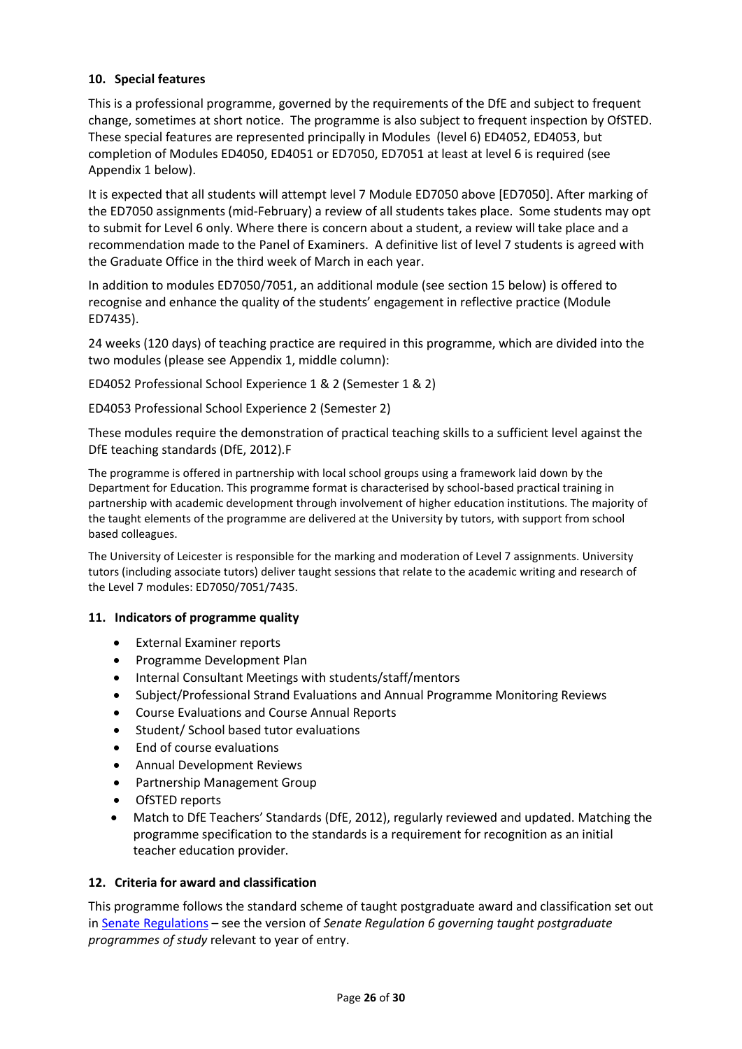### 10. Special features

This is a professional programme, governed by the requirements of the DfE and subject to frequent change, sometimes at short notice. The programme is also subject to frequent inspection by OfSTED. These special features are represented principally in Modules (level 6) ED4052, ED4053, but completion of Modules ED4050, ED4051 or ED7050, ED7051 at least at level 6 is required (see Appendix 1 below).

It is expected that all students will attempt level 7 Module ED7050 above [ED7050]. After marking of the ED7050 assignments (mid-February) a review of all students takes place. Some students may opt to submit for Level 6 only. Where there is concern about a student, a review will take place and a recommendation made to the Panel of Examiners. A definitive list of level 7 students is agreed with the Graduate Office in the third week of March in each year.

In addition to modules ED7050/7051, an additional module (see section 15 below) is offered to recognise and enhance the quality of the students' engagement in reflective practice (Module ED7435).

24 weeks (120 days) of teaching practice are required in this programme, which are divided into the two modules (please see Appendix 1, middle column):

ED4052 Professional School Experience 1 & 2 (Semester 1 & 2)

ED4053 Professional School Experience 2 (Semester 2)

These modules require the demonstration of practical teaching skills to a sufficient level against the DfE teaching standards (DfE, 2012).F

The programme is offered in partnership with local school groups using a framework laid down by the Department for Education. This programme format is characterised by school-based practical training in partnership with academic development through involvement of higher education institutions. The majority of the taught elements of the programme are delivered at the University by tutors, with support from school based colleagues.

The University of Leicester is responsible for the marking and moderation of Level 7 assignments. University tutors (including associate tutors) deliver taught sessions that relate to the academic writing and research of the Level 7 modules: ED7050/7051/7435.

### 11. Indicators of programme quality

- External Examiner reports
- Programme Development Plan
- Internal Consultant Meetings with students/staff/mentors
- Subject/Professional Strand Evaluations and Annual Programme Monitoring Reviews
- Course Evaluations and Course Annual Reports
- Student/ School based tutor evaluations
- End of course evaluations
- Annual Development Reviews
- Partnership Management Group
- OfSTED reports
- Match to DfE Teachers' Standards (DfE, 2012), regularly reviewed and updated. Matching the programme specification to the standards is a requirement for recognition as an initial teacher education provider.

### 12. Criteria for award and classification

This programme follows the standard scheme of taught postgraduate award and classification set out in Senate Regulations – see the version of *Senate Regulation 6 governing taught postgraduate programmes of study* relevant to year of entry.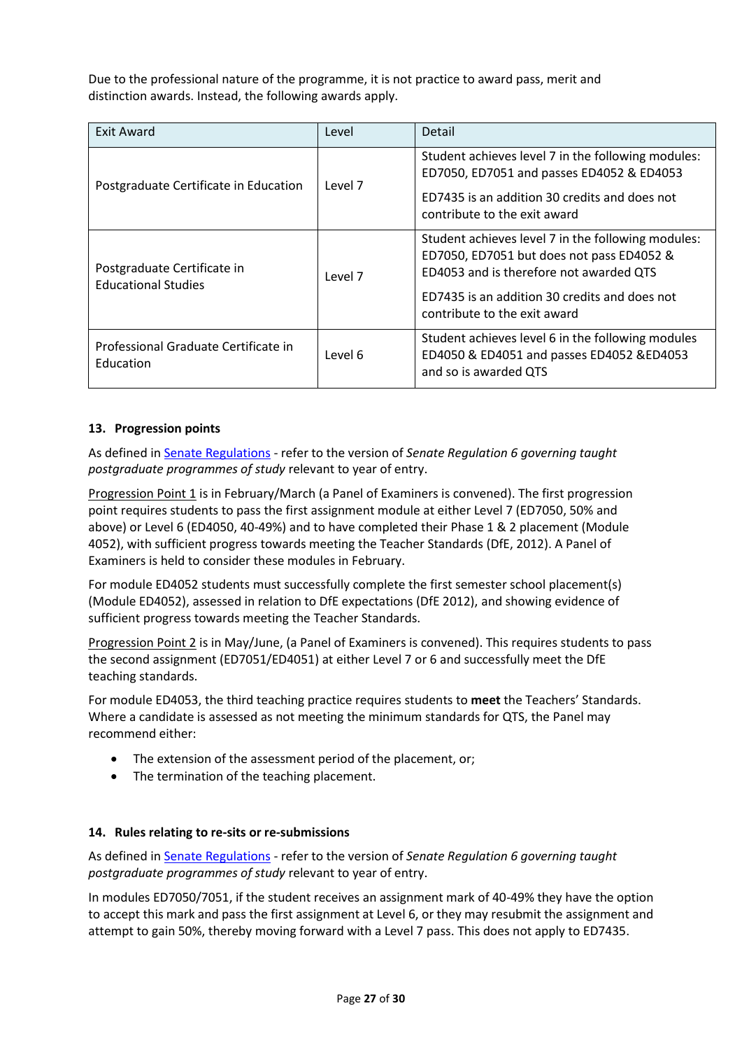Due to the professional nature of the programme, it is not practice to award pass, merit and distinction awards. Instead, the following awards apply.

| Exit Award | Level | Detail |
|---|---|---|
| Postgraduate Certificate in Education | Level 7 | Student achieves level 7 in the following modules: ED7050, ED7051 and passes ED4052 & ED4053<br><br>ED7435 is an addition 30 credits and does not contribute to the exit award |
| Postgraduate Certificate in Educational Studies | Level 7 | Student achieves level 7 in the following modules: ED7050, ED7051 but does not pass ED4052 & ED4053 and is therefore not awarded QTS<br><br>ED7435 is an addition 30 credits and does not contribute to the exit award |
| Professional Graduate Certificate in Education | Level 6 | Student achieves level 6 in the following modules ED4050 & ED4051 and passes ED4052 &ED4053 and so is awarded QTS |

### 13. Progression points

As defined in [Senate Regulations](Senate Regulations) - refer to the version of *Senate Regulation 6 governing taught postgraduate programmes of study* relevant to year of entry.

Progression Point 1 is in February/March (a Panel of Examiners is convened). The first progression point requires students to pass the first assignment module at either Level 7 (ED7050, 50% and above) or Level 6 (ED4050, 40-49%) and to have completed their Phase 1 & 2 placement (Module 4052), with sufficient progress towards meeting the Teacher Standards (DfE, 2012). A Panel of Examiners is held to consider these modules in February.

For module ED4052 students must successfully complete the first semester school placement(s) (Module ED4052), assessed in relation to DfE expectations (DfE 2012), and showing evidence of sufficient progress towards meeting the Teacher Standards.

Progression Point 2 is in May/June, (a Panel of Examiners is convened). This requires students to pass the second assignment (ED7051/ED4051) at either Level 7 or 6 and successfully meet the DfE teaching standards.

For module ED4053, the third teaching practice requires students to **meet** the Teachers' Standards. Where a candidate is assessed as not meeting the minimum standards for QTS, the Panel may recommend either:

- The extension of the assessment period of the placement, or;
- The termination of the teaching placement.

### 14. Rules relating to re-sits or re-submissions

As defined in [Senate Regulations](Senate Regulations) - refer to the version of *Senate Regulation 6 governing taught postgraduate programmes of study* relevant to year of entry.

In modules ED7050/7051, if the student receives an assignment mark of 40-49% they have the option to accept this mark and pass the first assignment at Level 6, or they may resubmit the assignment and attempt to gain 50%, thereby moving forward with a Level 7 pass. This does not apply to ED7435.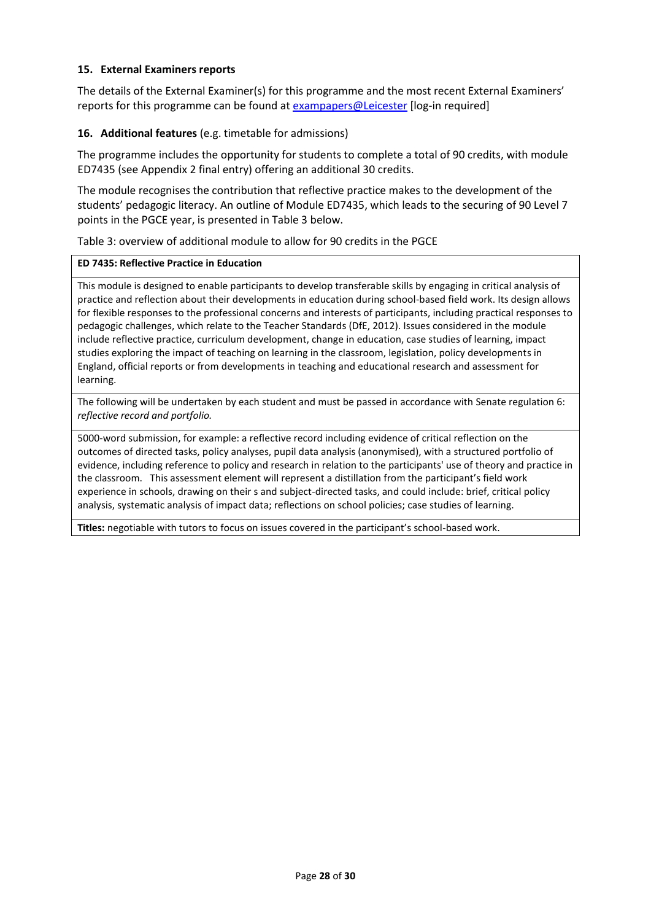## 15. External Examiners reports

The details of the External Examiner(s) for this programme and the most recent External Examiners' reports for this programme can be found at [exampapers@Leicester](exampapers@Leicester) [log-in required]

## 16. Additional features (e.g. timetable for admissions)

The programme includes the opportunity for students to complete a total of 90 credits, with module ED7435 (see Appendix 2 final entry) offering an additional 30 credits.

The module recognises the contribution that reflective practice makes to the development of the students' pedagogic literacy. An outline of Module ED7435, which leads to the securing of 90 Level 7 points in the PGCE year, is presented in Table 3 below.

Table 3: overview of additional module to allow for 90 credits in the PGCE

| **ED 7435: Reflective Practice in Education** |
|---|
| This module is designed to enable participants to develop transferable skills by engaging in critical analysis of practice and reflection about their developments in education during school-based field work. Its design allows for flexible responses to the professional concerns and interests of participants, including practical responses to pedagogic challenges, which relate to the Teacher Standards (DfE, 2012). Issues considered in the module include reflective practice, curriculum development, change in education, case studies of learning, impact studies exploring the impact of teaching on learning in the classroom, legislation, policy developments in England, official reports or from developments in teaching and educational research and assessment for learning. |
| The following will be undertaken by each student and must be passed in accordance with Senate regulation 6: *reflective record and portfolio.* |
| 5000-word submission, for example: a reflective record including evidence of critical reflection on the outcomes of directed tasks, policy analyses, pupil data analysis (anonymised), with a structured portfolio of evidence, including reference to policy and research in relation to the participants' use of theory and practice in the classroom. This assessment element will represent a distillation from the participant's field work experience in schools, drawing on their s and subject-directed tasks, and could include: brief, critical policy analysis, systematic analysis of impact data; reflections on school policies; case studies of learning. |
| **Titles:** negotiable with tutors to focus on issues covered in the participant's school-based work. |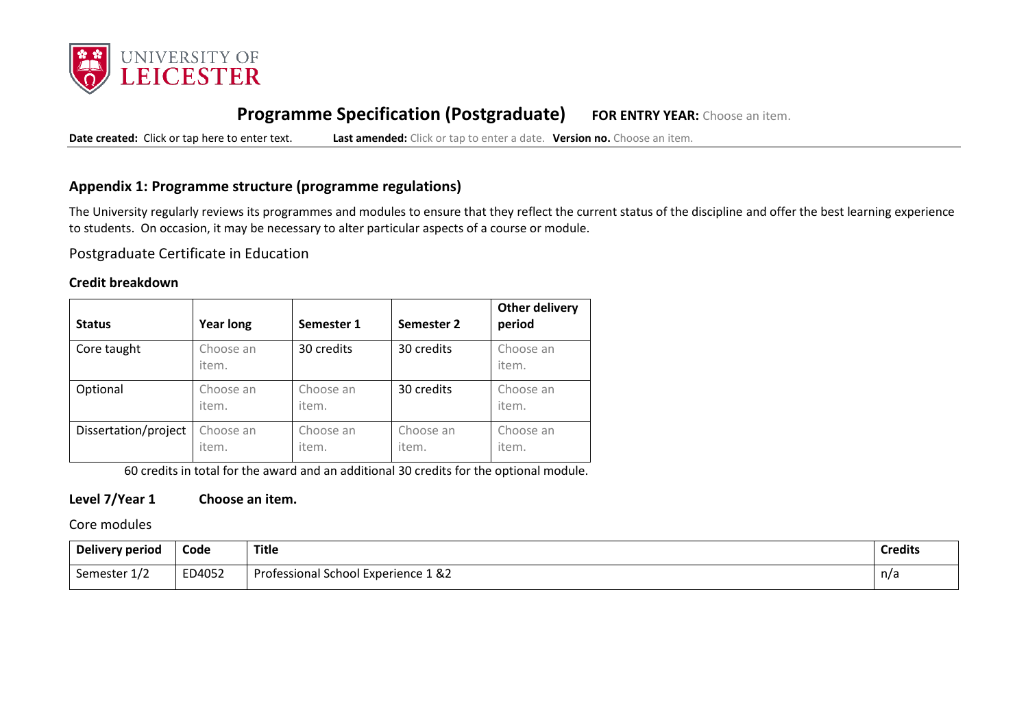## Programme Specification (Postgraduate) **FOR ENTRY YEAR:** Choose an item.

**Date created:** Click or tap here to enter text. **Last amended:** Click or tap to enter a date. **Version no.** Choose an item.

### Appendix 1: Programme structure (programme regulations)

The University regularly reviews its programmes and modules to ensure that they reflect the current status of the discipline and offer the best learning experience to students. On occasion, it may be necessary to alter particular aspects of a course or module.

Postgraduate Certificate in Education

**Credit breakdown**

| Status | Year long | Semester 1 | Semester 2 | Other delivery period |
|---|---|---|---|---|
| Core taught | Choose an item. | 30 credits | 30 credits | Choose an item. |
| Optional | Choose an item. | Choose an item. | 30 credits | Choose an item. |
| Dissertation/project | Choose an item. | Choose an item. | Choose an item. | Choose an item. |

60 credits in total for the award and an additional 30 credits for the optional module.

**Level 7/Year 1 Choose an item.**

Core modules

| Delivery period | Code | Title | Credits |
|---|---|---|---|
| Semester 1/2 | ED4052 | Professional School Experience 1 &2 | n/a |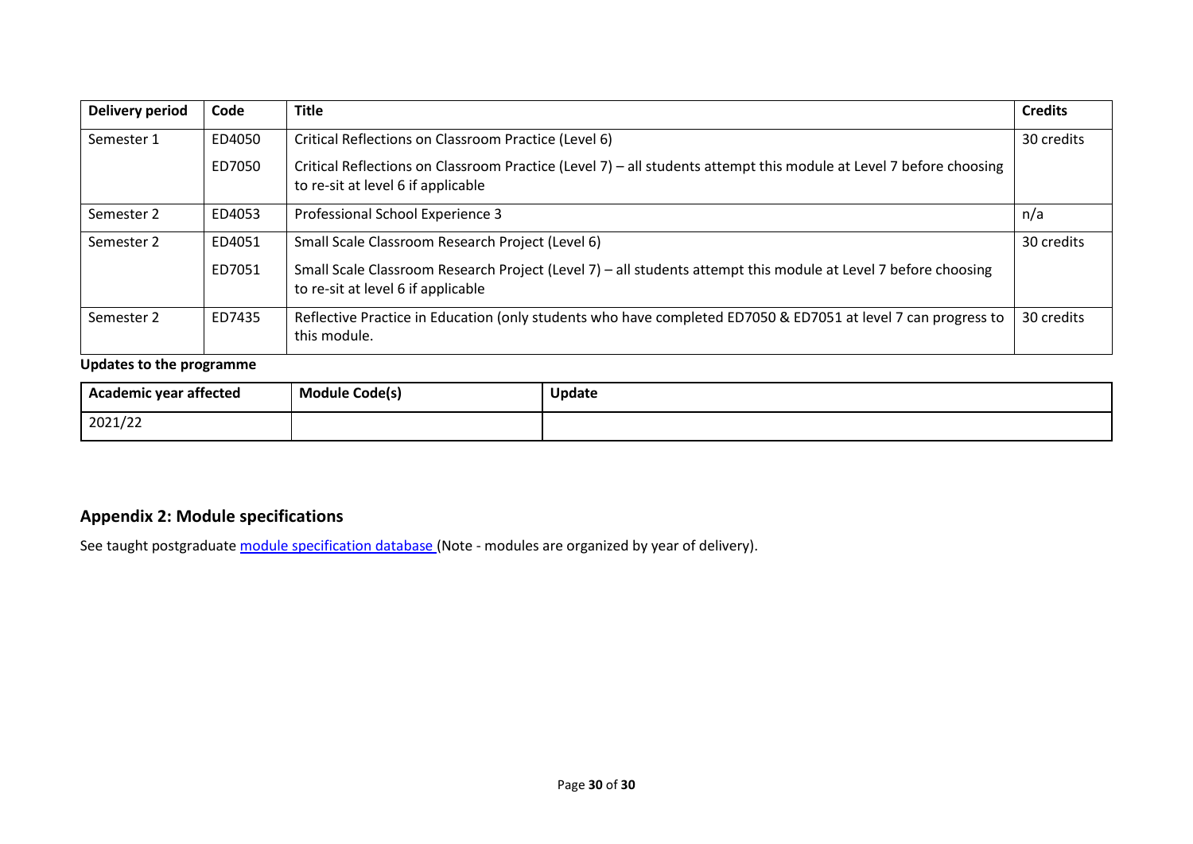| Delivery period | Code | Title | Credits |
|---|---|---|---|
| Semester 1 | ED4050 | Critical Reflections on Classroom Practice (Level 6) | 30 credits |
| | ED7050 | Critical Reflections on Classroom Practice (Level 7) – all students attempt this module at Level 7 before choosing to re-sit at level 6 if applicable | |
| Semester 2 | ED4053 | Professional School Experience 3 | n/a |
| Semester 2 | ED4051 | Small Scale Classroom Research Project (Level 6) | 30 credits |
| | ED7051 | Small Scale Classroom Research Project (Level 7) – all students attempt this module at Level 7 before choosing to re-sit at level 6 if applicable | |
| Semester 2 | ED7435 | Reflective Practice in Education (only students who have completed ED7050 & ED7051 at level 7 can progress to this module. | 30 credits |

**Updates to the programme**

| Academic year affected | Module Code(s) | Update |
|---|---|---|
| 2021/22 | | |

## Appendix 2: Module specifications

See taught postgraduate module specification database (Note - modules are organized by year of delivery).